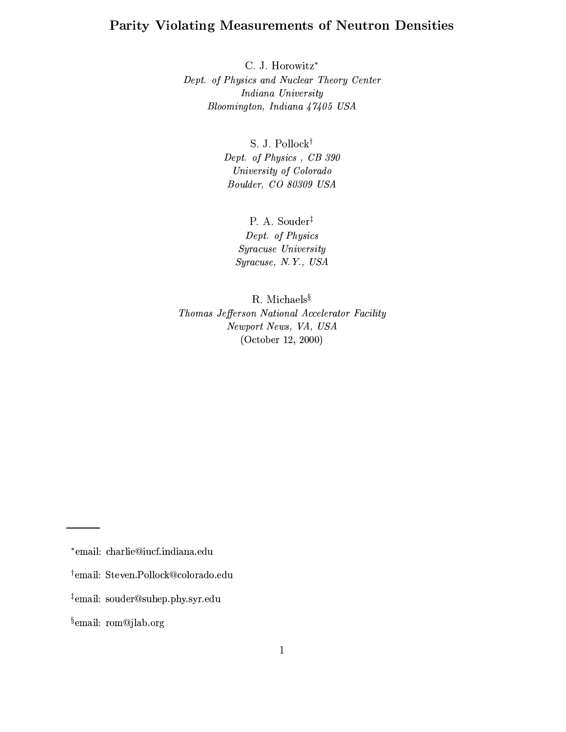# Parity Violating Measurements of Neutron Densities

C. J. Horowitz*

*Dept. of Physics and Nuclear Theory Center*
*Indiana University*
*Bloomington, Indiana 47405 USA*

S. J. Pollock†

*Dept. of Physics , CB 390*
*University of Colorado*
*Boulder, CO 80309 USA*

P. A. Souder‡

*Dept. of Physics*
*Syracuse University*
*Syracuse, N.Y., USA*

R. Michaels§

*Thomas Jefferson National Accelerator Facility*
*Newport News, VA, USA*

(October 12, 2000)

---

*email: charlie@iucf.indiana.edu

†email: Steven.Pollock@colorado.edu

‡email: souder@suhep.phy.syr.edu

§email: rom@jlab.org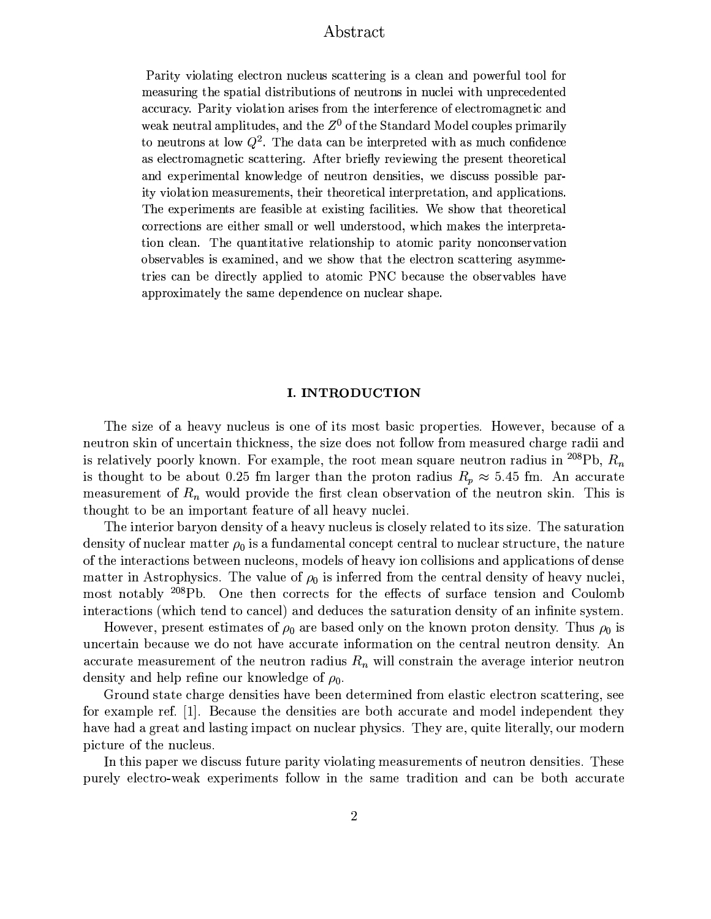# Abstract

Parity violating electron nucleus scattering is a clean and powerful tool for measuring the spatial distributions of neutrons in nuclei with unprecedented accuracy. Parity violation arises from the interference of electromagnetic and weak neutral amplitudes, and the $Z^0$ of the Standard Model couples primarily to neutrons at low $Q^2$. The data can be interpreted with as much confidence as electromagnetic scattering. After briefly reviewing the present theoretical and experimental knowledge of neutron densities, we discuss possible parity violation measurements, their theoretical interpretation, and applications. The experiments are feasible at existing facilities. We show that theoretical corrections are either small or well understood, which makes the interpretation clean. The quantitative relationship to atomic parity nonconservation observables is examined, and we show that the electron scattering asymmetries can be directly applied to atomic PNC because the observables have approximately the same dependence on nuclear shape.

## I. INTRODUCTION

The size of a heavy nucleus is one of its most basic properties. However, because of a neutron skin of uncertain thickness, the size does not follow from measured charge radii and is relatively poorly known. For example, the root mean square neutron radius in $^{208}$Pb, $R_n$ is thought to be about 0.25 fm larger than the proton radius $R_p \approx 5.45$ fm. An accurate measurement of $R_n$ would provide the first clean observation of the neutron skin. This is thought to be an important feature of all heavy nuclei.

The interior baryon density of a heavy nucleus is closely related to its size. The saturation density of nuclear matter $\rho_0$ is a fundamental concept central to nuclear structure, the nature of the interactions between nucleons, models of heavy ion collisions and applications of dense matter in Astrophysics. The value of $\rho_0$ is inferred from the central density of heavy nuclei, most notably $^{208}$Pb. One then corrects for the effects of surface tension and Coulomb interactions (which tend to cancel) and deduces the saturation density of an infinite system.

However, present estimates of $\rho_0$ are based only on the known proton density. Thus $\rho_0$ is uncertain because we do not have accurate information on the central neutron density. An accurate measurement of the neutron radius $R_n$ will constrain the average interior neutron density and help refine our knowledge of $\rho_0$.

Ground state charge densities have been determined from elastic electron scattering, see for example ref. [1]. Because the densities are both accurate and model independent they have had a great and lasting impact on nuclear physics. They are, quite literally, our modern picture of the nucleus.

In this paper we discuss future parity violating measurements of neutron densities. These purely electro-weak experiments follow in the same tradition and can be both accurate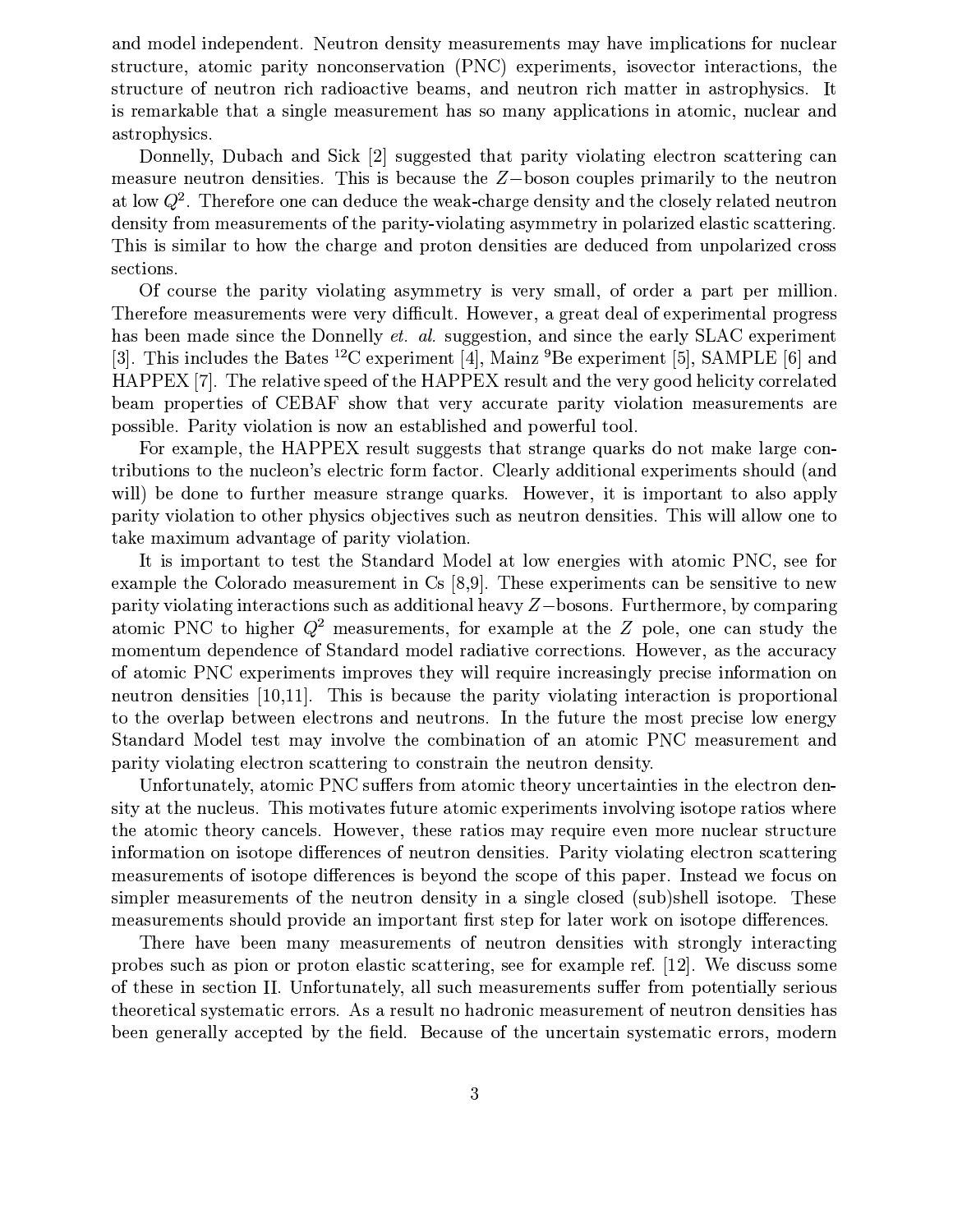and model independent. Neutron density measurements may have implications for nuclear structure, atomic parity nonconservation (PNC) experiments, isovector interactions, the structure of neutron rich radioactive beams, and neutron rich matter in astrophysics. It is remarkable that a single measurement has so many applications in atomic, nuclear and astrophysics.

Donnelly, Dubach and Sick [2] suggested that parity violating electron scattering can measure neutron densities. This is because the $Z-$boson couples primarily to the neutron at low $Q^2$. Therefore one can deduce the weak-charge density and the closely related neutron density from measurements of the parity-violating asymmetry in polarized elastic scattering. This is similar to how the charge and proton densities are deduced from unpolarized cross sections.

Of course the parity violating asymmetry is very small, of order a part per million. Therefore measurements were very difficult. However, a great deal of experimental progress has been made since the Donnelly *et. al.* suggestion, and since the early SLAC experiment [3]. This includes the Bates $^{12}$C experiment [4], Mainz $^{9}$Be experiment [5], SAMPLE [6] and HAPPEX [7]. The relative speed of the HAPPEX result and the very good helicity correlated beam properties of CEBAF show that very accurate parity violation measurements are possible. Parity violation is now an established and powerful tool.

For example, the HAPPEX result suggests that strange quarks do not make large contributions to the nucleon's electric form factor. Clearly additional experiments should (and will) be done to further measure strange quarks. However, it is important to also apply parity violation to other physics objectives such as neutron densities. This will allow one to take maximum advantage of parity violation.

It is important to test the Standard Model at low energies with atomic PNC, see for example the Colorado measurement in Cs [8,9]. These experiments can be sensitive to new parity violating interactions such as additional heavy $Z-$bosons. Furthermore, by comparing atomic PNC to higher $Q^2$ measurements, for example at the $Z$ pole, one can study the momentum dependence of Standard model radiative corrections. However, as the accuracy of atomic PNC experiments improves they will require increasingly precise information on neutron densities [10,11]. This is because the parity violating interaction is proportional to the overlap between electrons and neutrons. In the future the most precise low energy Standard Model test may involve the combination of an atomic PNC measurement and parity violating electron scattering to constrain the neutron density.

Unfortunately, atomic PNC suffers from atomic theory uncertainties in the electron density at the nucleus. This motivates future atomic experiments involving isotope ratios where the atomic theory cancels. However, these ratios may require even more nuclear structure information on isotope differences of neutron densities. Parity violating electron scattering measurements of isotope differences is beyond the scope of this paper. Instead we focus on simpler measurements of the neutron density in a single closed (sub)shell isotope. These measurements should provide an important first step for later work on isotope differences.

There have been many measurements of neutron densities with strongly interacting probes such as pion or proton elastic scattering, see for example ref. [12]. We discuss some of these in section II. Unfortunately, all such measurements suffer from potentially serious theoretical systematic errors. As a result no hadronic measurement of neutron densities has been generally accepted by the field. Because of the uncertain systematic errors, modern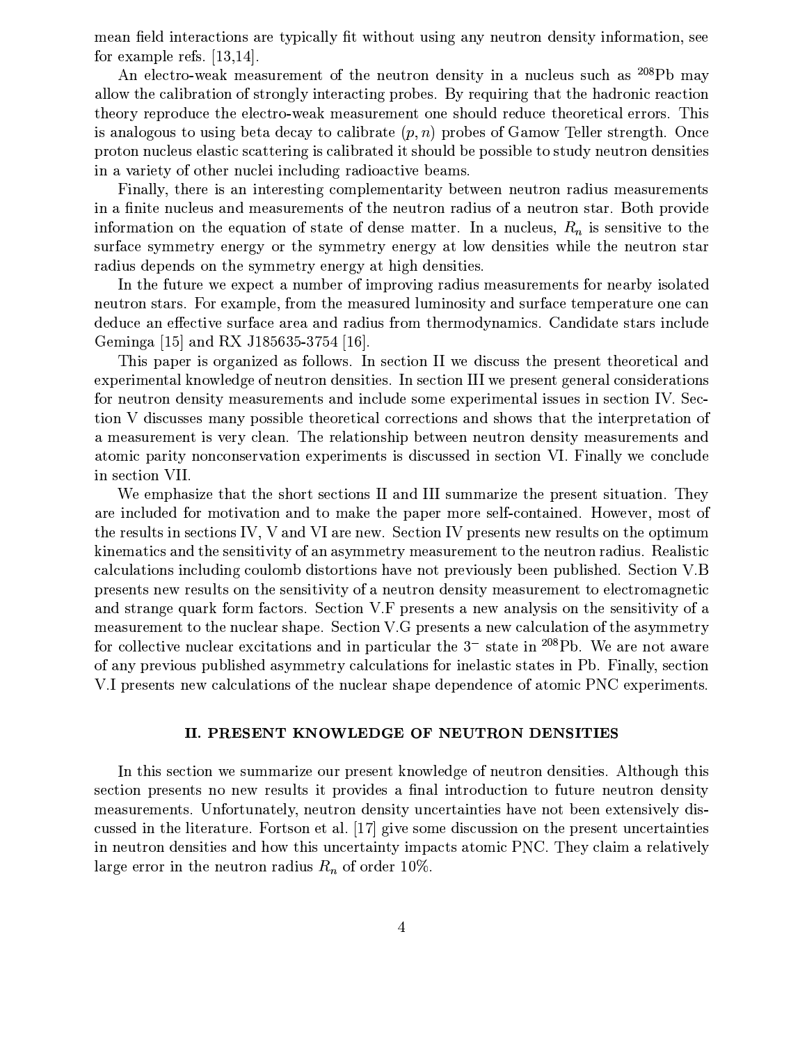mean field interactions are typically fit without using any neutron density information, see for example refs. [13,14].

An electro-weak measurement of the neutron density in a nucleus such as $^{208}$Pb may allow the calibration of strongly interacting probes. By requiring that the hadronic reaction theory reproduce the electro-weak measurement one should reduce theoretical errors. This is analogous to using beta decay to calibrate $(p,n)$ probes of Gamow Teller strength. Once proton nucleus elastic scattering is calibrated it should be possible to study neutron densities in a variety of other nuclei including radioactive beams.

Finally, there is an interesting complementarity between neutron radius measurements in a finite nucleus and measurements of the neutron radius of a neutron star. Both provide information on the equation of state of dense matter. In a nucleus, $R_n$ is sensitive to the surface symmetry energy or the symmetry energy at low densities while the neutron star radius depends on the symmetry energy at high densities.

In the future we expect a number of improving radius measurements for nearby isolated neutron stars. For example, from the measured luminosity and surface temperature one can deduce an effective surface area and radius from thermodynamics. Candidate stars include Geminga [15] and RX J185635-3754 [16].

This paper is organized as follows. In section II we discuss the present theoretical and experimental knowledge of neutron densities. In section III we present general considerations for neutron density measurements and include some experimental issues in section IV. Section V discusses many possible theoretical corrections and shows that the interpretation of a measurement is very clean. The relationship between neutron density measurements and atomic parity nonconservation experiments is discussed in section VI. Finally we conclude in section VII.

We emphasize that the short sections II and III summarize the present situation. They are included for motivation and to make the paper more self-contained. However, most of the results in sections IV, V and VI are new. Section IV presents new results on the optimum kinematics and the sensitivity of an asymmetry measurement to the neutron radius. Realistic calculations including coulomb distortions have not previously been published. Section V.B presents new results on the sensitivity of a neutron density measurement to electromagnetic and strange quark form factors. Section V.F presents a new analysis on the sensitivity of a measurement to the nuclear shape. Section V.G presents a new calculation of the asymmetry for collective nuclear excitations and in particular the $3^-$ state in $^{208}$Pb. We are not aware of any previous published asymmetry calculations for inelastic states in Pb. Finally, section V.I presents new calculations of the nuclear shape dependence of atomic PNC experiments.

## II. PRESENT KNOWLEDGE OF NEUTRON DENSITIES

In this section we summarize our present knowledge of neutron densities. Although this section presents no new results it provides a final introduction to future neutron density measurements. Unfortunately, neutron density uncertainties have not been extensively discussed in the literature. Fortson et al. [17] give some discussion on the present uncertainties in neutron densities and how this uncertainty impacts atomic PNC. They claim a relatively large error in the neutron radius $R_n$ of order 10%.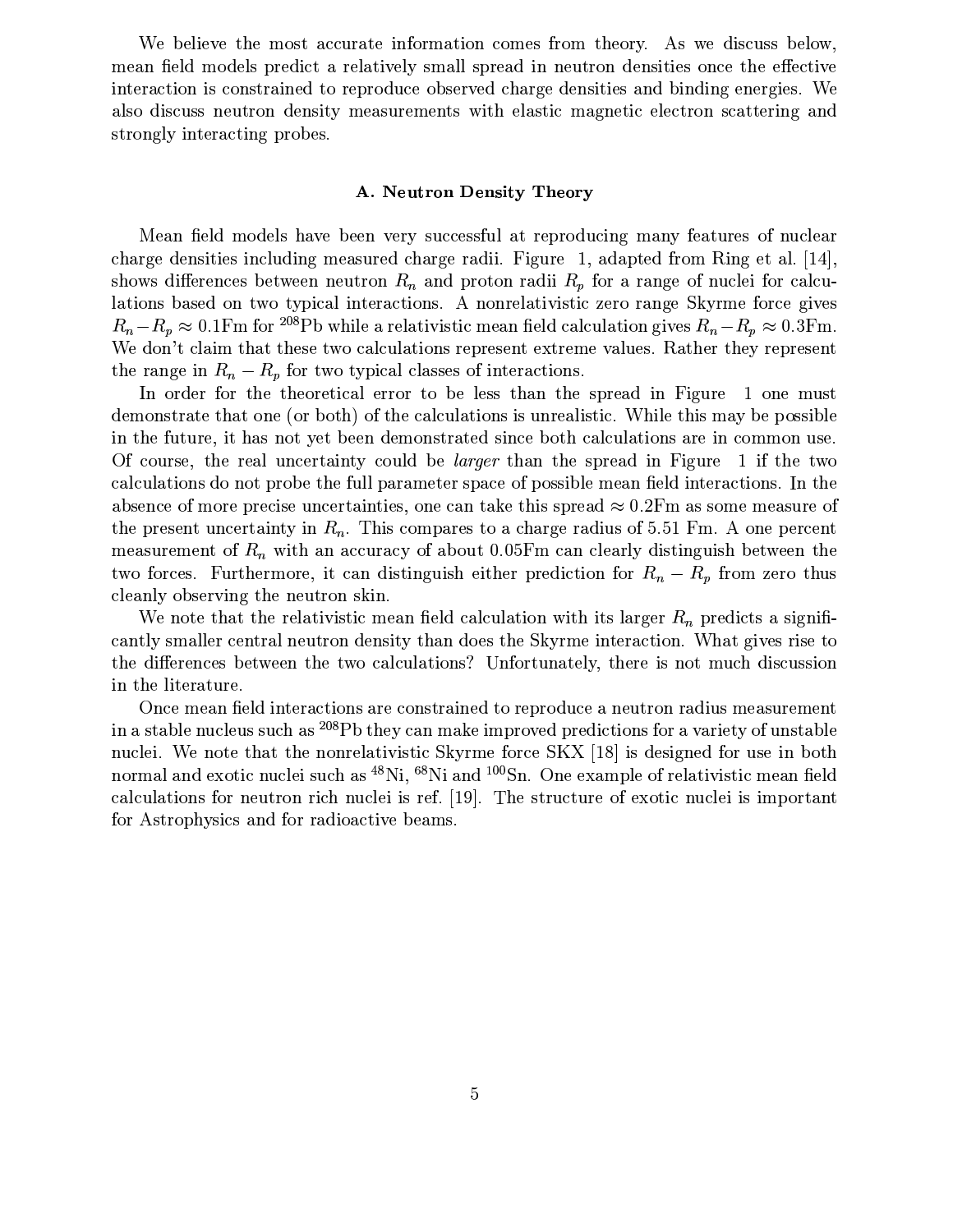We believe the most accurate information comes from theory. As we discuss below, mean field models predict a relatively small spread in neutron densities once the effective interaction is constrained to reproduce observed charge densities and binding energies. We also discuss neutron density measurements with elastic magnetic electron scattering and strongly interacting probes.

### A. Neutron Density Theory

Mean field models have been very successful at reproducing many features of nuclear charge densities including measured charge radii. Figure 1, adapted from Ring et al. [14], shows differences between neutron $R_n$ and proton radii $R_p$ for a range of nuclei for calculations based on two typical interactions. A nonrelativistic zero range Skyrme force gives $R_n - R_p \approx 0.1$Fm for $^{208}$Pb while a relativistic mean field calculation gives $R_n - R_p \approx 0.3$Fm. We don't claim that these two calculations represent extreme values. Rather they represent the range in $R_n - R_p$ for two typical classes of interactions.

In order for the theoretical error to be less than the spread in Figure 1 one must demonstrate that one (or both) of the calculations is unrealistic. While this may be possible in the future, it has not yet been demonstrated since both calculations are in common use. Of course, the real uncertainty could be *larger* than the spread in Figure 1 if the two calculations do not probe the full parameter space of possible mean field interactions. In the absence of more precise uncertainties, one can take this spread $\approx 0.2$Fm as some measure of the present uncertainty in $R_n$. This compares to a charge radius of 5.51 Fm. A one percent measurement of $R_n$ with an accuracy of about 0.05Fm can clearly distinguish between the two forces. Furthermore, it can distinguish either prediction for $R_n - R_p$ from zero thus cleanly observing the neutron skin.

We note that the relativistic mean field calculation with its larger $R_n$ predicts a significantly smaller central neutron density than does the Skyrme interaction. What gives rise to the differences between the two calculations? Unfortunately, there is not much discussion in the literature.

Once mean field interactions are constrained to reproduce a neutron radius measurement in a stable nucleus such as $^{208}$Pb they can make improved predictions for a variety of unstable nuclei. We note that the nonrelativistic Skyrme force SKX [18] is designed for use in both normal and exotic nuclei such as $^{48}$Ni, $^{68}$Ni and $^{100}$Sn. One example of relativistic mean field calculations for neutron rich nuclei is ref. [19]. The structure of exotic nuclei is important for Astrophysics and for radioactive beams.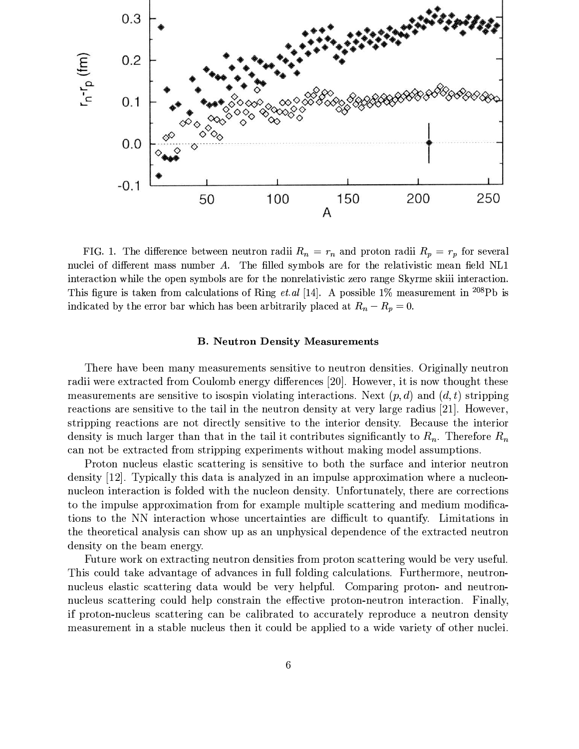FIG. 1. The difference between neutron radii $R_n = r_n$ and proton radii $R_p = r_p$ for several nuclei of different mass number $A$. The filled symbols are for the relativistic mean field NL1 interaction while the open symbols are for the nonrelativistic zero range Skyrme skiii interaction. This figure is taken from calculations of Ring *et.al* [14]. A possible 1% measurement in $^{208}$Pb is indicated by the error bar which has been arbitrarily placed at $R_n - R_p = 0$.

### B. Neutron Density Measurements

There have been many measurements sensitive to neutron densities. Originally neutron radii were extracted from Coulomb energy differences [20]. However, it is now thought these measurements are sensitive to isospin violating interactions. Next $(p, d)$ and $(d, t)$ stripping reactions are sensitive to the tail in the neutron density at very large radius [21]. However, stripping reactions are not directly sensitive to the interior density. Because the interior density is much larger than that in the tail it contributes significantly to $R_n$. Therefore $R_n$ can not be extracted from stripping experiments without making model assumptions.

Proton nucleus elastic scattering is sensitive to both the surface and interior neutron density [12]. Typically this data is analyzed in an impulse approximation where a nucleon-nucleon interaction is folded with the nucleon density. Unfortunately, there are corrections to the impulse approximation from for example multiple scattering and medium modifications to the NN interaction whose uncertainties are difficult to quantify. Limitations in the theoretical analysis can show up as an unphysical dependence of the extracted neutron density on the beam energy.

Future work on extracting neutron densities from proton scattering would be very useful. This could take advantage of advances in full folding calculations. Furthermore, neutron-nucleus elastic scattering data would be very helpful. Comparing proton- and neutron-nucleus scattering could help constrain the effective proton-neutron interaction. Finally, if proton-nucleus scattering can be calibrated to accurately reproduce a neutron density measurement in a stable nucleus then it could be applied to a wide variety of other nuclei.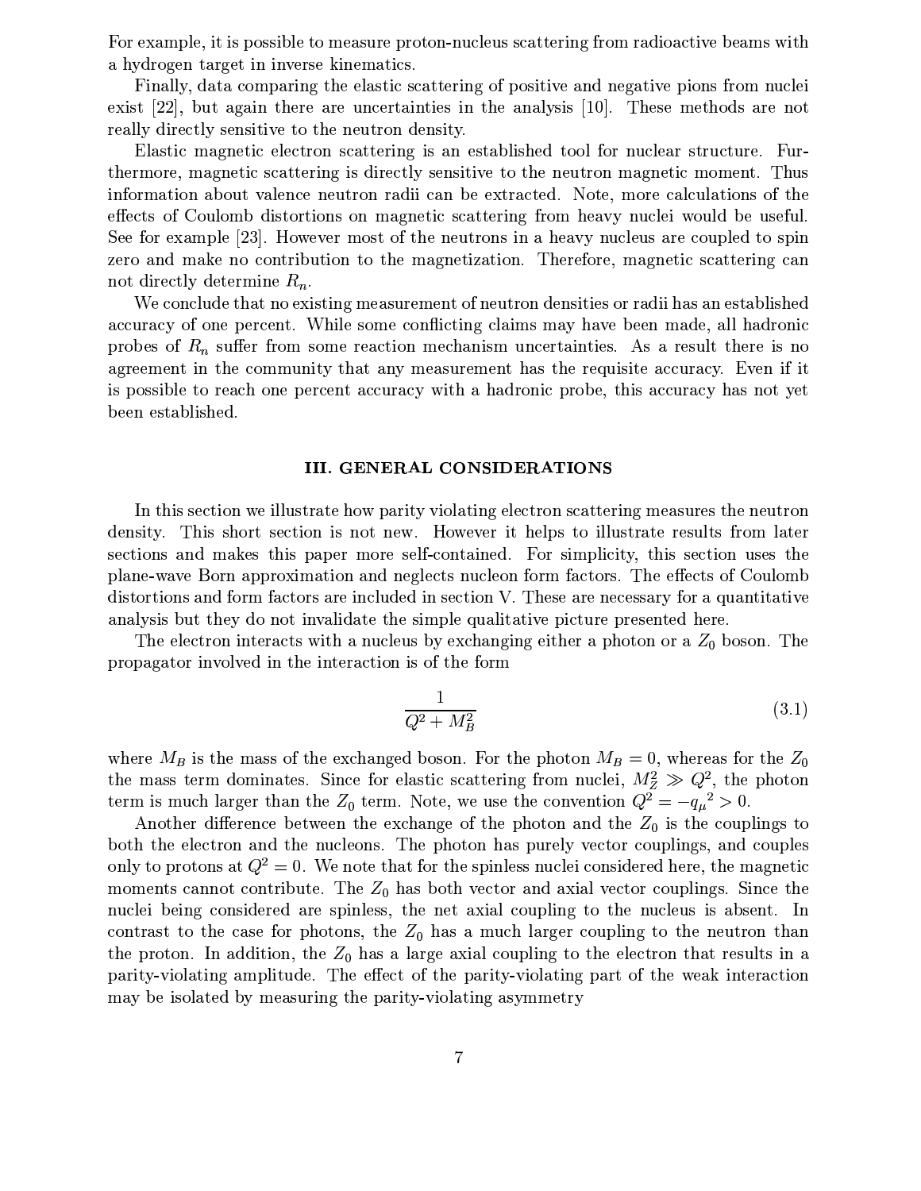For example, it is possible to measure proton-nucleus scattering from radioactive beams with a hydrogen target in inverse kinematics.

Finally, data comparing the elastic scattering of positive and negative pions from nuclei exist [22], but again there are uncertainties in the analysis [10]. These methods are not really directly sensitive to the neutron density.

Elastic magnetic electron scattering is an established tool for nuclear structure. Furthermore, magnetic scattering is directly sensitive to the neutron magnetic moment. Thus information about valence neutron radii can be extracted. Note, more calculations of the effects of Coulomb distortions on magnetic scattering from heavy nuclei would be useful. See for example [23]. However most of the neutrons in a heavy nucleus are coupled to spin zero and make no contribution to the magnetization. Therefore, magnetic scattering can not directly determine $R_n$.

We conclude that no existing measurement of neutron densities or radii has an established accuracy of one percent. While some conflicting claims may have been made, all hadronic probes of $R_n$ suffer from some reaction mechanism uncertainties. As a result there is no agreement in the community that any measurement has the requisite accuracy. Even if it is possible to reach one percent accuracy with a hadronic probe, this accuracy has not yet been established.

## III. GENERAL CONSIDERATIONS

In this section we illustrate how parity violating electron scattering measures the neutron density. This short section is not new. However it helps to illustrate results from later sections and makes this paper more self-contained. For simplicity, this section uses the plane-wave Born approximation and neglects nucleon form factors. The effects of Coulomb distortions and form factors are included in section V. These are necessary for a quantitative analysis but they do not invalidate the simple qualitative picture presented here.

The electron interacts with a nucleus by exchanging either a photon or a $Z_0$ boson. The propagator involved in the interaction is of the form

$$\frac{1}{Q^2 + M_B^2} \tag{3.1}$$

where $M_B$ is the mass of the exchanged boson. For the photon $M_B = 0$, whereas for the $Z_0$ the mass term dominates. Since for elastic scattering from nuclei, $M_Z^2 \gg Q^2$, the photon term is much larger than the $Z_0$ term. Note, we use the convention $Q^2 = -{q_\mu}^2 > 0$.

Another difference between the exchange of the photon and the $Z_0$ is the couplings to both the electron and the nucleons. The photon has purely vector couplings, and couples only to protons at $Q^2 = 0$. We note that for the spinless nuclei considered here, the magnetic moments cannot contribute. The $Z_0$ has both vector and axial vector couplings. Since the nuclei being considered are spinless, the net axial coupling to the nucleus is absent. In contrast to the case for photons, the $Z_0$ has a much larger coupling to the neutron than the proton. In addition, the $Z_0$ has a large axial coupling to the electron that results in a parity-violating amplitude. The effect of the parity-violating part of the weak interaction may be isolated by measuring the parity-violating asymmetry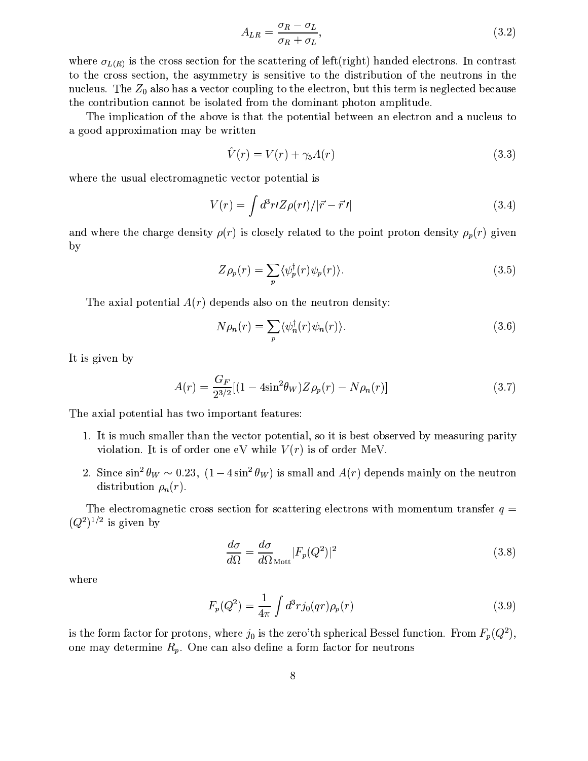$$A_{LR} = \frac{\sigma_R - \sigma_L}{\sigma_R + \sigma_L}, \tag{3.2}$$

where $\sigma_{L(R)}$ is the cross section for the scattering of left(right) handed electrons. In contrast to the cross section, the asymmetry is sensitive to the distribution of the neutrons in the nucleus. The $Z_0$ also has a vector coupling to the electron, but this term is neglected because the contribution cannot be isolated from the dominant photon amplitude.

The implication of the above is that the potential between an electron and a nucleus to a good approximation may be written

$$\hat{V}(r) = V(r) + \gamma_5 A(r) \tag{3.3}$$

where the usual electromagnetic vector potential is

$$V(r) = \int d^3r\prime Z\rho(r\prime)/|\vec{r} - \vec{r}\prime| \tag{3.4}$$

and where the charge density $\rho(r)$ is closely related to the point proton density $\rho_p(r)$ given by

$$Z\rho_p(r) = \sum_p \langle \psi_p^\dagger(r)\psi_p(r)\rangle. \tag{3.5}$$

The axial potential $A(r)$ depends also on the neutron density:

$$N\rho_n(r) = \sum_p \langle \psi_n^\dagger(r)\psi_n(r)\rangle. \tag{3.6}$$

It is given by

$$A(r) = \frac{G_F}{2^{3/2}}[(1 - 4\sin^2\theta_W)Z\rho_p(r) - N\rho_n(r)] \tag{3.7}$$

The axial potential has two important features:

1. It is much smaller than the vector potential, so it is best observed by measuring parity violation. It is of order one eV while $V(r)$ is of order MeV.
2. Since $\sin^2\theta_W \sim 0.23$, $(1 - 4\sin^2\theta_W)$ is small and $A(r)$ depends mainly on the neutron distribution $\rho_n(r)$.

The electromagnetic cross section for scattering electrons with momentum transfer $q = (Q^2)^{1/2}$ is given by

$$\frac{d\sigma}{d\Omega} = \frac{d\sigma}{d\Omega}_{\text{Mott}} |F_p(Q^2)|^2 \tag{3.8}$$

where

$$F_p(Q^2) = \frac{1}{4\pi} \int d^3r j_0(qr)\rho_p(r) \tag{3.9}$$

is the form factor for protons, where $j_0$ is the zero'th spherical Bessel function. From $F_p(Q^2)$, one may determine $R_p$. One can also define a form factor for neutrons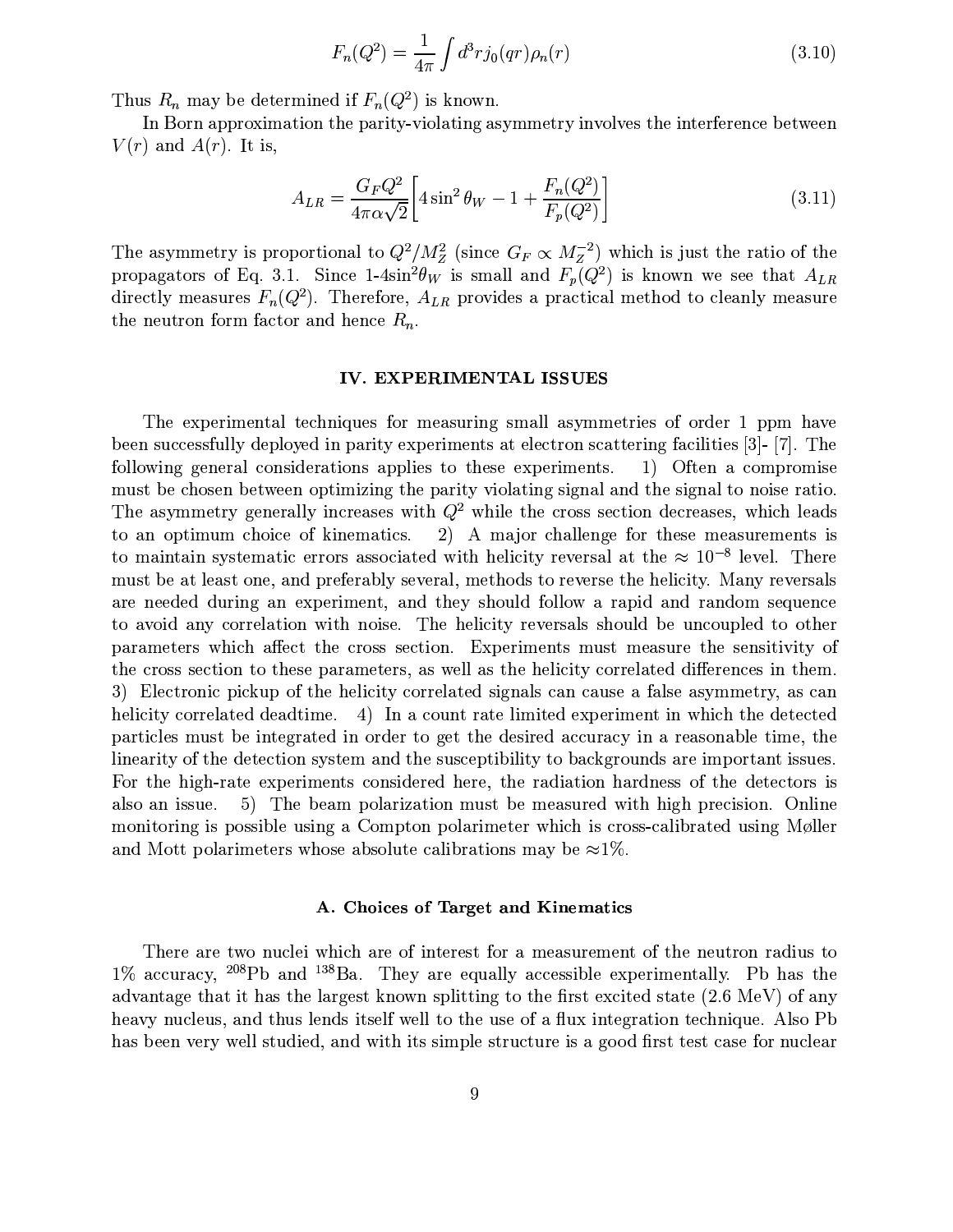$$F_n(Q^2) = \frac{1}{4\pi} \int d^3 r j_0(qr) \rho_n(r) \tag{3.10}$$

Thus $R_n$ may be determined if $F_n(Q^2)$ is known.

In Born approximation the parity-violating asymmetry involves the interference between $V(r)$ and $A(r)$. It is,

$$A_{LR} = \frac{G_F Q^2}{4\pi\alpha\sqrt{2}} \left[ 4\sin^2\theta_W - 1 + \frac{F_n(Q^2)}{F_p(Q^2)} \right] \tag{3.11}$$

The asymmetry is proportional to $Q^2/M_Z^2$ (since $G_F \propto M_Z^{-2}$) which is just the ratio of the propagators of Eq. 3.1. Since 1-4$\sin^2\theta_W$ is small and $F_p(Q^2)$ is known we see that $A_{LR}$ directly measures $F_n(Q^2)$. Therefore, $A_{LR}$ provides a practical method to cleanly measure the neutron form factor and hence $R_n$.

## IV. EXPERIMENTAL ISSUES

The experimental techniques for measuring small asymmetries of order 1 ppm have been successfully deployed in parity experiments at electron scattering facilities [3]- [7]. The following general considerations applies to these experiments. 1) Often a compromise must be chosen between optimizing the parity violating signal and the signal to noise ratio. The asymmetry generally increases with $Q^2$ while the cross section decreases, which leads to an optimum choice of kinematics. 2) A major challenge for these measurements is to maintain systematic errors associated with helicity reversal at the $\approx 10^{-8}$ level. There must be at least one, and preferably several, methods to reverse the helicity. Many reversals are needed during an experiment, and they should follow a rapid and random sequence to avoid any correlation with noise. The helicity reversals should be uncoupled to other parameters which affect the cross section. Experiments must measure the sensitivity of the cross section to these parameters, as well as the helicity correlated differences in them. 3) Electronic pickup of the helicity correlated signals can cause a false asymmetry, as can helicity correlated deadtime. 4) In a count rate limited experiment in which the detected particles must be integrated in order to get the desired accuracy in a reasonable time, the linearity of the detection system and the susceptibility to backgrounds are important issues. For the high-rate experiments considered here, the radiation hardness of the detectors is also an issue. 5) The beam polarization must be measured with high precision. Online monitoring is possible using a Compton polarimeter which is cross-calibrated using Møller and Mott polarimeters whose absolute calibrations may be $\approx$1%.

### A. Choices of Target and Kinematics

There are two nuclei which are of interest for a measurement of the neutron radius to 1% accuracy, $^{208}$Pb and $^{138}$Ba. They are equally accessible experimentally. Pb has the advantage that it has the largest known splitting to the first excited state (2.6 MeV) of any heavy nucleus, and thus lends itself well to the use of a flux integration technique. Also Pb has been very well studied, and with its simple structure is a good first test case for nuclear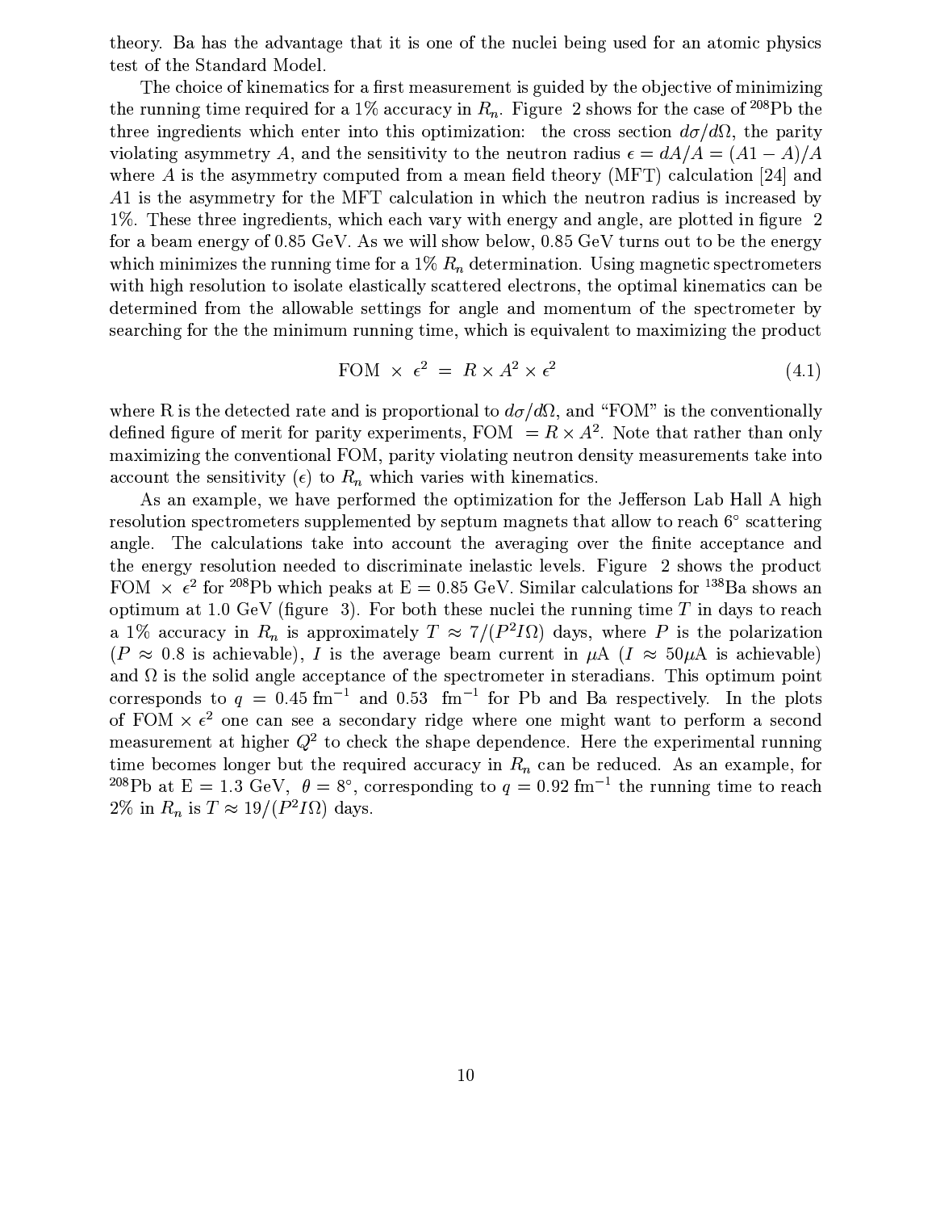theory. Ba has the advantage that it is one of the nuclei being used for an atomic physics test of the Standard Model.

The choice of kinematics for a first measurement is guided by the objective of minimizing the running time required for a 1% accuracy in $R_n$. Figure 2 shows for the case of $^{208}$Pb the three ingredients which enter into this optimization: the cross section $d\sigma/d\Omega$, the parity violating asymmetry $A$, and the sensitivity to the neutron radius $\epsilon = dA/A = (A1 - A)/A$ where $A$ is the asymmetry computed from a mean field theory (MFT) calculation [24] and $A1$ is the asymmetry for the MFT calculation in which the neutron radius is increased by 1%. These three ingredients, which each vary with energy and angle, are plotted in figure 2 for a beam energy of 0.85 GeV. As we will show below, 0.85 GeV turns out to be the energy which minimizes the running time for a 1% $R_n$ determination. Using magnetic spectrometers with high resolution to isolate elastically scattered electrons, the optimal kinematics can be determined from the allowable settings for angle and momentum of the spectrometer by searching for the the minimum running time, which is equivalent to maximizing the product

$$\text{FOM} \times \epsilon^2 = R \times A^2 \times \epsilon^2 \tag{4.1}$$

where R is the detected rate and is proportional to $d\sigma/d\Omega$, and "FOM" is the conventionally defined figure of merit for parity experiments, FOM $= R \times A^2$. Note that rather than only maximizing the conventional FOM, parity violating neutron density measurements take into account the sensitivity ($\epsilon$) to $R_n$ which varies with kinematics.

As an example, we have performed the optimization for the Jefferson Lab Hall A high resolution spectrometers supplemented by septum magnets that allow to reach 6° scattering angle. The calculations take into account the averaging over the finite acceptance and the energy resolution needed to discriminate inelastic levels. Figure 2 shows the product FOM $\times$ $\epsilon^2$ for $^{208}$Pb which peaks at E = 0.85 GeV. Similar calculations for $^{138}$Ba shows an optimum at 1.0 GeV (figure 3). For both these nuclei the running time $T$ in days to reach a 1% accuracy in $R_n$ is approximately $T \approx 7/(P^2 I \Omega)$ days, where $P$ is the polarization ($P \approx 0.8$ is achievable), $I$ is the average beam current in $\mu$A ($I \approx 50\mu$A is achievable) and $\Omega$ is the solid angle acceptance of the spectrometer in steradians. This optimum point corresponds to $q = 0.45$ fm$^{-1}$ and 0.53 fm$^{-1}$ for Pb and Ba respectively. In the plots of FOM $\times\, \epsilon^2$ one can see a secondary ridge where one might want to perform a second measurement at higher $Q^2$ to check the shape dependence. Here the experimental running time becomes longer but the required accuracy in $R_n$ can be reduced. As an example, for $^{208}$Pb at E = 1.3 GeV, $\theta = 8°$, corresponding to $q = 0.92$ fm$^{-1}$ the running time to reach 2% in $R_n$ is $T \approx 19/(P^2 I \Omega)$ days.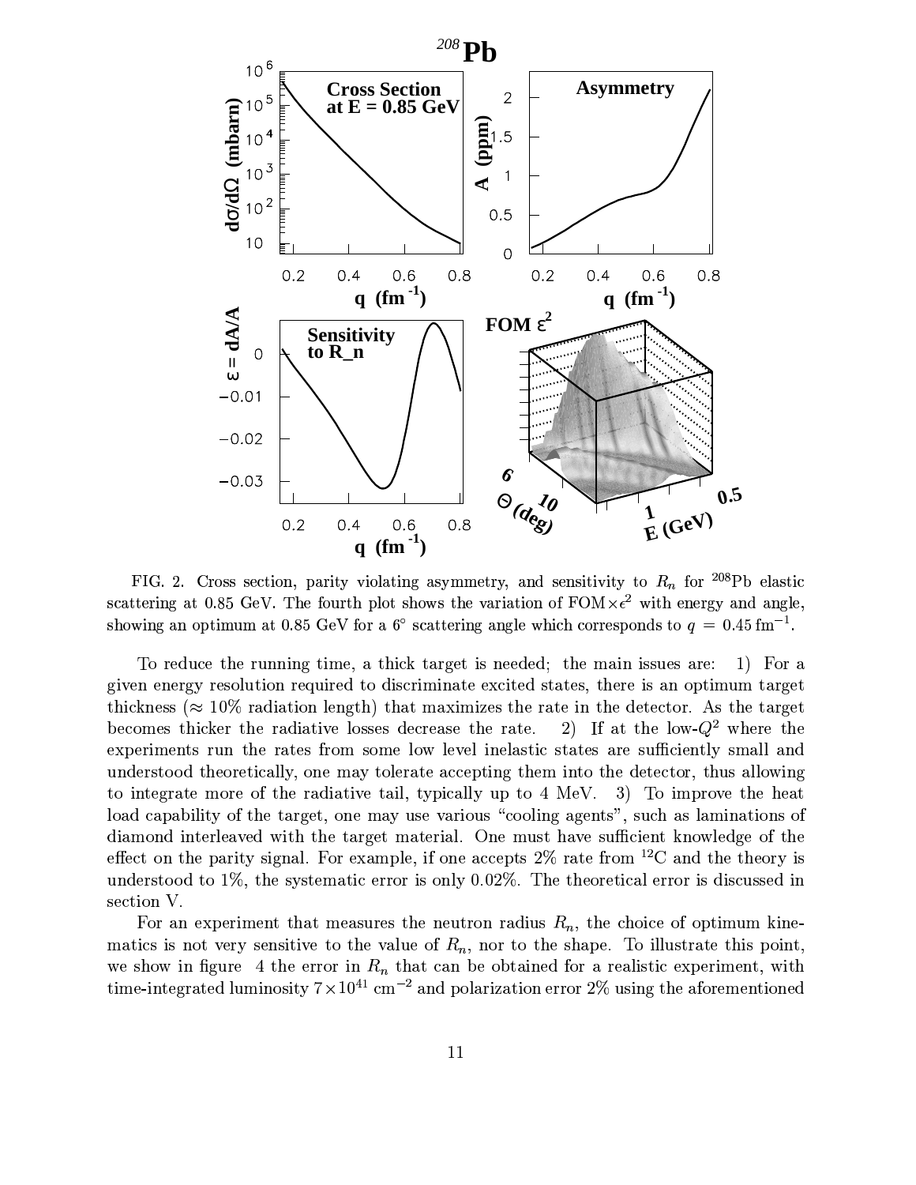FIG. 2. Cross section, parity violating asymmetry, and sensitivity to $R_n$ for $^{208}$Pb elastic scattering at 0.85 GeV. The fourth plot shows the variation of FOM$\times\epsilon^2$ with energy and angle, showing an optimum at 0.85 GeV for a 6° scattering angle which corresponds to $q = 0.45\,\mathrm{fm}^{-1}$.

To reduce the running time, a thick target is needed; the main issues are: 1) For a given energy resolution required to discriminate excited states, there is an optimum target thickness ($\approx$ 10% radiation length) that maximizes the rate in the detector. As the target becomes thicker the radiative losses decrease the rate. 2) If at the low-$Q^2$ where the experiments run the rates from some low level inelastic states are sufficiently small and understood theoretically, one may tolerate accepting them into the detector, thus allowing to integrate more of the radiative tail, typically up to 4 MeV. 3) To improve the heat load capability of the target, one may use various "cooling agents", such as laminations of diamond interleaved with the target material. One must have sufficient knowledge of the effect on the parity signal. For example, if one accepts 2% rate from $^{12}$C and the theory is understood to 1%, the systematic error is only 0.02%. The theoretical error is discussed in section V.

For an experiment that measures the neutron radius $R_n$, the choice of optimum kinematics is not very sensitive to the value of $R_n$, nor to the shape. To illustrate this point, we show in figure 4 the error in $R_n$ that can be obtained for a realistic experiment, with time-integrated luminosity $7\times10^{41}$ cm$^{-2}$ and polarization error 2% using the aforementioned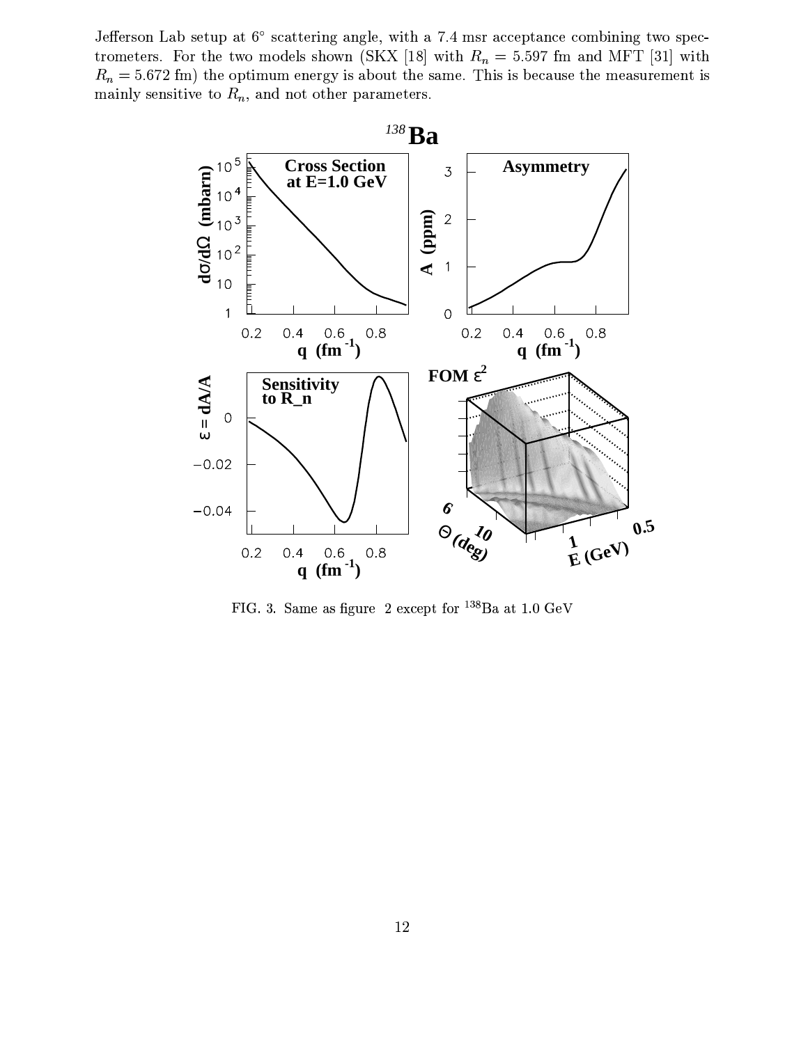Jefferson Lab setup at 6° scattering angle, with a 7.4 msr acceptance combining two spectrometers. For the two models shown (SKX [18] with $R_n = 5.597$ fm and MFT [31] with $R_n = 5.672$ fm) the optimum energy is about the same. This is because the measurement is mainly sensitive to $R_n$, and not other parameters.

FIG. 3. Same as figure 2 except for $^{138}$Ba at 1.0 GeV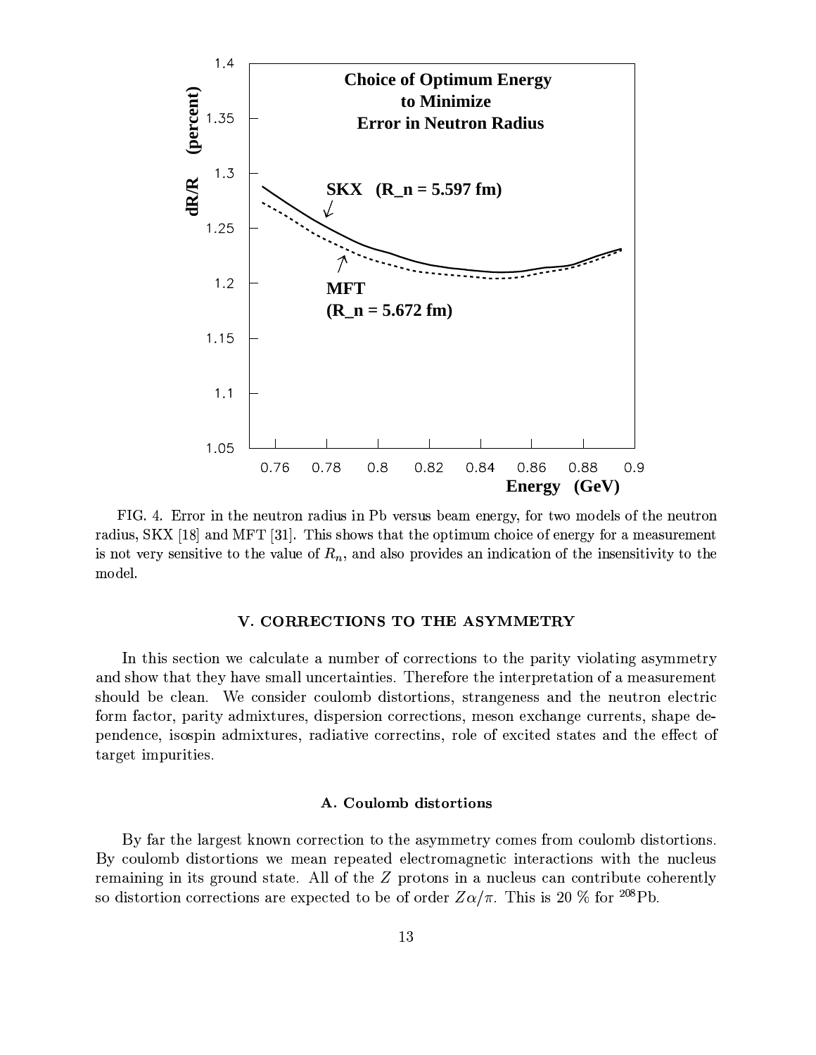FIG. 4. Error in the neutron radius in Pb versus beam energy, for two models of the neutron radius, SKX [18] and MFT [31]. This shows that the optimum choice of energy for a measurement is not very sensitive to the value of $R_n$, and also provides an indication of the insensitivity to the model.

## V. CORRECTIONS TO THE ASYMMETRY

In this section we calculate a number of corrections to the parity violating asymmetry and show that they have small uncertainties. Therefore the interpretation of a measurement should be clean. We consider coulomb distortions, strangeness and the neutron electric form factor, parity admixtures, dispersion corrections, meson exchange currents, shape dependence, isospin admixtures, radiative correctins, role of excited states and the effect of target impurities.

### A. Coulomb distortions

By far the largest known correction to the asymmetry comes from coulomb distortions. By coulomb distortions we mean repeated electromagnetic interactions with the nucleus remaining in its ground state. All of the $Z$ protons in a nucleus can contribute coherently so distortion corrections are expected to be of order $Z\alpha/\pi$. This is 20 % for $^{208}$Pb.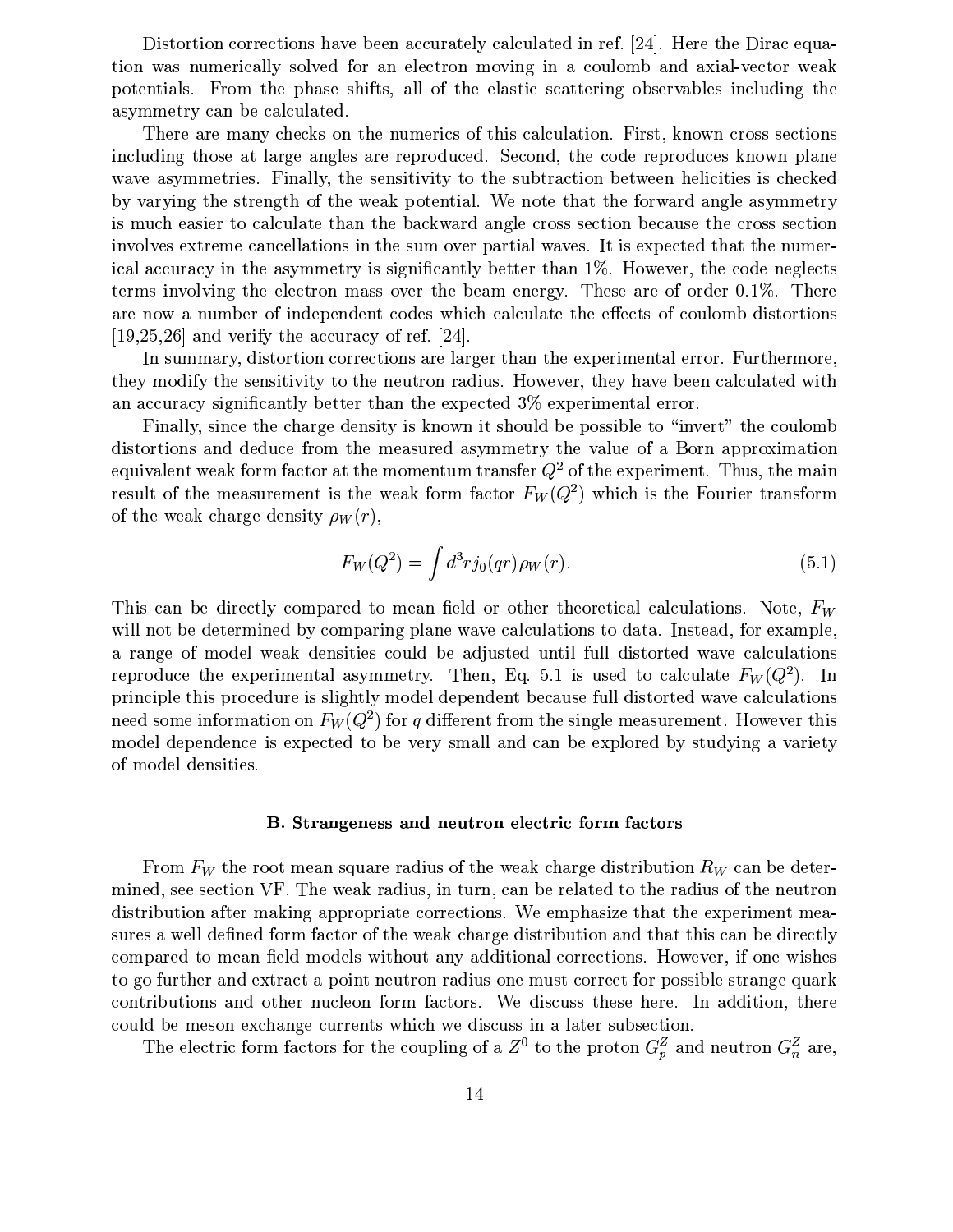Distortion corrections have been accurately calculated in ref. [24]. Here the Dirac equation was numerically solved for an electron moving in a coulomb and axial-vector weak potentials. From the phase shifts, all of the elastic scattering observables including the asymmetry can be calculated.

There are many checks on the numerics of this calculation. First, known cross sections including those at large angles are reproduced. Second, the code reproduces known plane wave asymmetries. Finally, the sensitivity to the subtraction between helicities is checked by varying the strength of the weak potential. We note that the forward angle asymmetry is much easier to calculate than the backward angle cross section because the cross section involves extreme cancellations in the sum over partial waves. It is expected that the numerical accuracy in the asymmetry is significantly better than 1%. However, the code neglects terms involving the electron mass over the beam energy. These are of order 0.1%. There are now a number of independent codes which calculate the effects of coulomb distortions [19,25,26] and verify the accuracy of ref. [24].

In summary, distortion corrections are larger than the experimental error. Furthermore, they modify the sensitivity to the neutron radius. However, they have been calculated with an accuracy significantly better than the expected 3% experimental error.

Finally, since the charge density is known it should be possible to "invert" the coulomb distortions and deduce from the measured asymmetry the value of a Born approximation equivalent weak form factor at the momentum transfer $Q^2$ of the experiment. Thus, the main result of the measurement is the weak form factor $F_W(Q^2)$ which is the Fourier transform of the weak charge density $\rho_W(r)$,

$$F_W(Q^2) = \int d^3r j_0(qr)\rho_W(r). \tag{5.1}$$

This can be directly compared to mean field or other theoretical calculations. Note, $F_W$ will not be determined by comparing plane wave calculations to data. Instead, for example, a range of model weak densities could be adjusted until full distorted wave calculations reproduce the experimental asymmetry. Then, Eq. 5.1 is used to calculate $F_W(Q^2)$. In principle this procedure is slightly model dependent because full distorted wave calculations need some information on $F_W(Q^2)$ for $q$ different from the single measurement. However this model dependence is expected to be very small and can be explored by studying a variety of model densities.

### B. Strangeness and neutron electric form factors

From $F_W$ the root mean square radius of the weak charge distribution $R_W$ can be determined, see section VF. The weak radius, in turn, can be related to the radius of the neutron distribution after making appropriate corrections. We emphasize that the experiment measures a well defined form factor of the weak charge distribution and that this can be directly compared to mean field models without any additional corrections. However, if one wishes to go further and extract a point neutron radius one must correct for possible strange quark contributions and other nucleon form factors. We discuss these here. In addition, there could be meson exchange currents which we discuss in a later subsection.

The electric form factors for the coupling of a $Z^0$ to the proton $G_p^Z$ and neutron $G_n^Z$ are,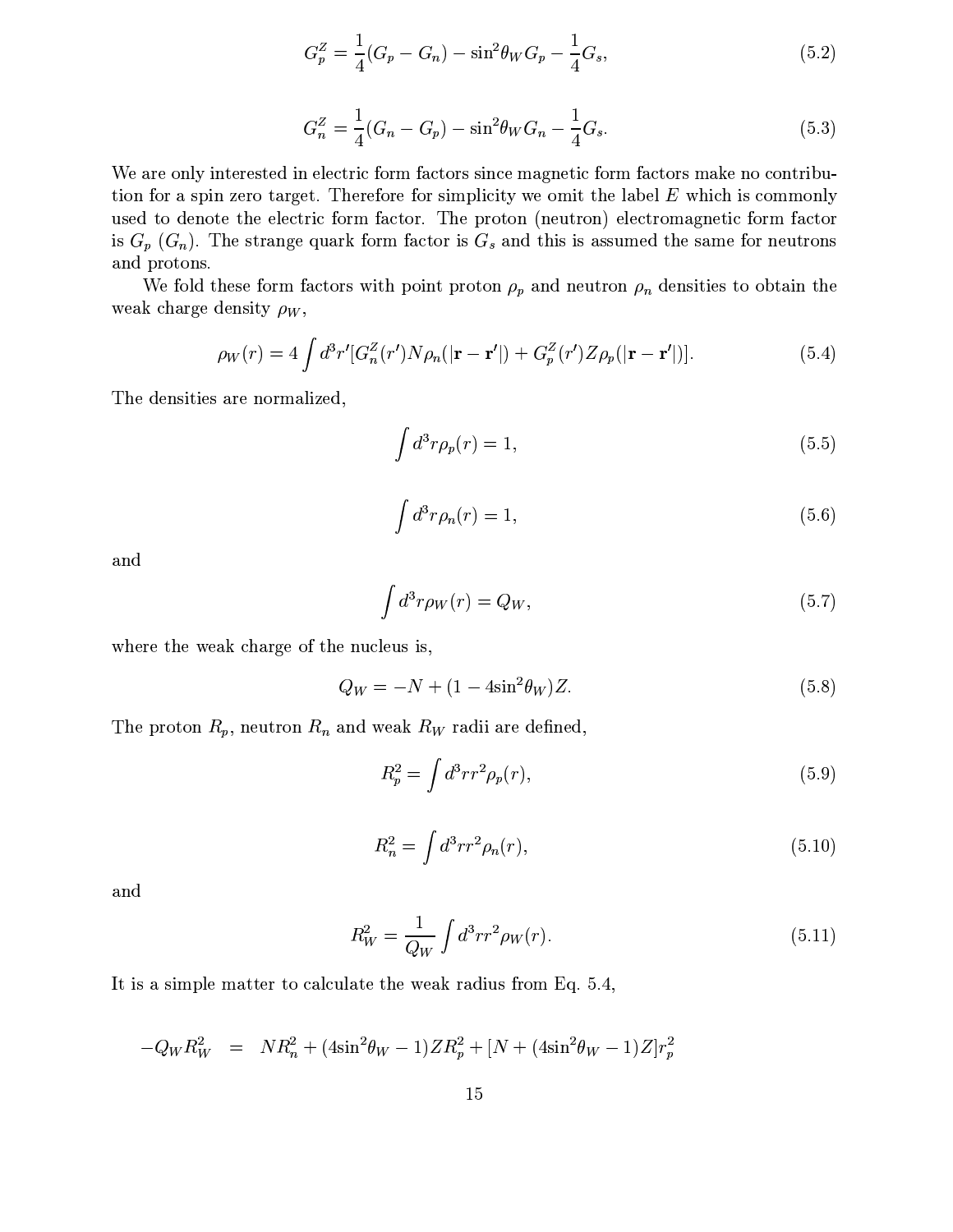$$G_p^Z = \frac{1}{4}(G_p - G_n) - \sin^2\theta_W G_p - \frac{1}{4}G_s, \tag{5.2}$$

$$G_n^Z = \frac{1}{4}(G_n - G_p) - \sin^2\theta_W G_n - \frac{1}{4}G_s. \tag{5.3}$$

We are only interested in electric form factors since magnetic form factors make no contribution for a spin zero target. Therefore for simplicity we omit the label $E$ which is commonly used to denote the electric form factor. The proton (neutron) electromagnetic form factor is $G_p$ ($G_n$). The strange quark form factor is $G_s$ and this is assumed the same for neutrons and protons.

We fold these form factors with point proton $\rho_p$ and neutron $\rho_n$ densities to obtain the weak charge density $\rho_W$,

$$\rho_W(r) = 4\int d^3r'[G_n^Z(r')N\rho_n(|\mathbf{r}-\mathbf{r}'|) + G_p^Z(r')Z\rho_p(|\mathbf{r}-\mathbf{r}'|)]. \tag{5.4}$$

The densities are normalized,

$$\int d^3r\rho_p(r) = 1, \tag{5.5}$$

$$\int d^3r\rho_n(r) = 1, \tag{5.6}$$

and

$$\int d^3r\rho_W(r) = Q_W, \tag{5.7}$$

where the weak charge of the nucleus is,

$$Q_W = -N + (1 - 4\sin^2\theta_W)Z. \tag{5.8}$$

The proton $R_p$, neutron $R_n$ and weak $R_W$ radii are defined,

$$R_p^2 = \int d^3r r^2\rho_p(r), \tag{5.9}$$

$$R_n^2 = \int d^3r r^2\rho_n(r), \tag{5.10}$$

and

$$R_W^2 = \frac{1}{Q_W}\int d^3r r^2\rho_W(r). \tag{5.11}$$

It is a simple matter to calculate the weak radius from Eq. 5.4,

$$-Q_W R_W^2 \;\; = \;\; NR_n^2 + (4\sin^2\theta_W - 1)ZR_p^2 + [N + (4\sin^2\theta_W - 1)Z]r_p^2$$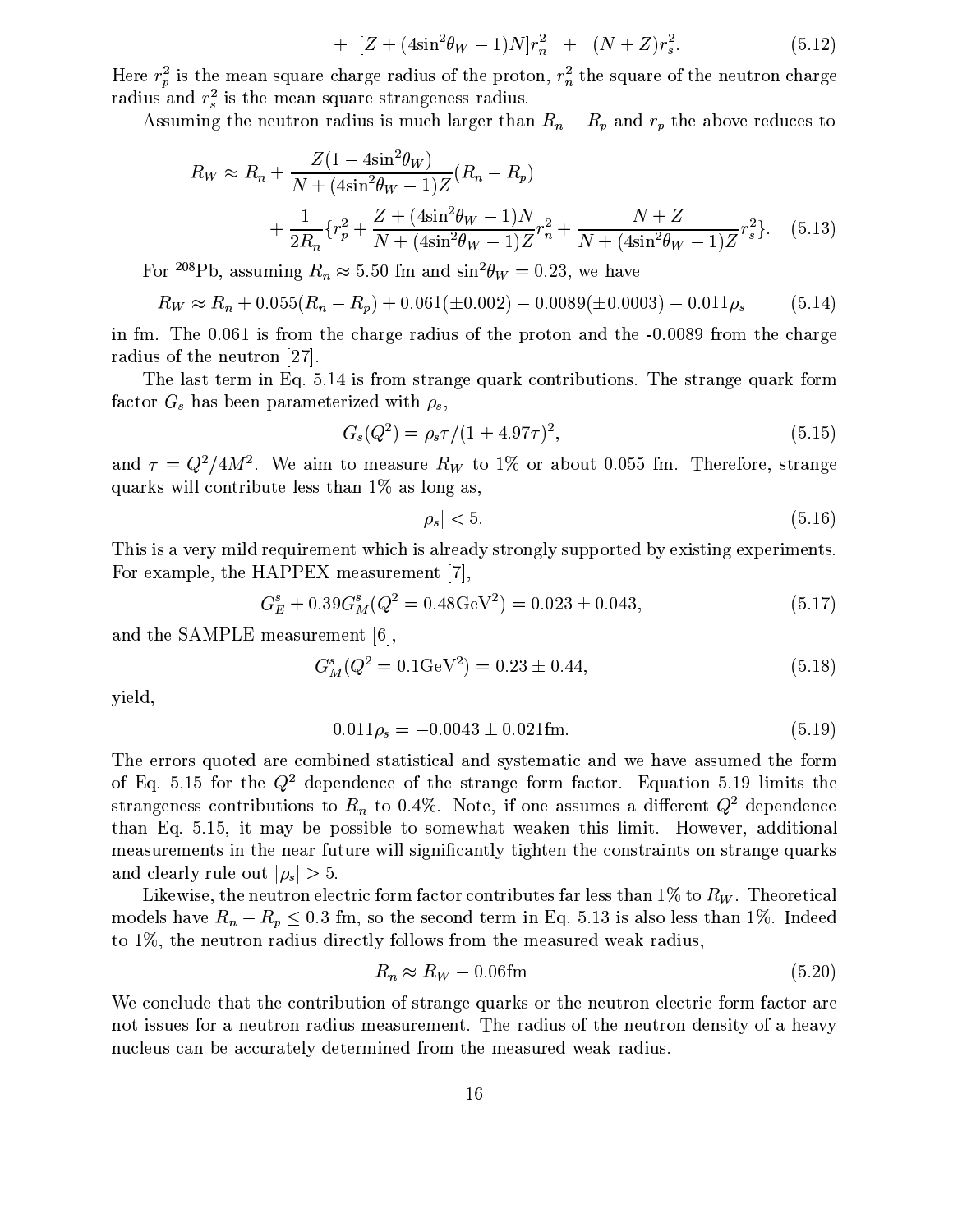$$+ \ [Z + (4\sin^2\theta_W - 1)N]r_n^2 \ + \ (N+Z)r_s^2. \tag{5.12}$$

Here $r_p^2$ is the mean square charge radius of the proton, $r_n^2$ the square of the neutron charge radius and $r_s^2$ is the mean square strangeness radius.

Assuming the neutron radius is much larger than $R_n - R_p$ and $r_p$ the above reduces to

$$R_W \approx R_n + \frac{Z(1-4\sin^2\theta_W)}{N + (4\sin^2\theta_W - 1)Z}(R_n - R_p)$$
$$+ \frac{1}{2R_n}\{r_p^2 + \frac{Z + (4\sin^2\theta_W - 1)N}{N + (4\sin^2\theta_W - 1)Z}r_n^2 + \frac{N+Z}{N + (4\sin^2\theta_W - 1)Z}r_s^2\}. \tag{5.13}$$

For $^{208}$Pb, assuming $R_n \approx 5.50$ fm and $\sin^2\theta_W = 0.23$, we have

$$R_W \approx R_n + 0.055(R_n - R_p) + 0.061(\pm 0.002) - 0.0089(\pm 0.0003) - 0.011\rho_s \tag{5.14}$$

in fm. The 0.061 is from the charge radius of the proton and the -0.0089 from the charge radius of the neutron [27].

The last term in Eq. 5.14 is from strange quark contributions. The strange quark form factor $G_s$ has been parameterized with $\rho_s$,

$$G_s(Q^2) = \rho_s\tau/(1 + 4.97\tau)^2, \tag{5.15}$$

and $\tau = Q^2/4M^2$. We aim to measure $R_W$ to 1% or about 0.055 fm. Therefore, strange quarks will contribute less than 1% as long as,

$$|\rho_s| < 5. \tag{5.16}$$

This is a very mild requirement which is already strongly supported by existing experiments. For example, the HAPPEX measurement [7],

$$G_E^s + 0.39G_M^s(Q^2 = 0.48\text{GeV}^2) = 0.023 \pm 0.043, \tag{5.17}$$

and the SAMPLE measurement [6],

$$G_M^s(Q^2 = 0.1\text{GeV}^2) = 0.23 \pm 0.44, \tag{5.18}$$

yield,

$$0.011\rho_s = -0.0043 \pm 0.021\text{fm}. \tag{5.19}$$

The errors quoted are combined statistical and systematic and we have assumed the form of Eq. 5.15 for the $Q^2$ dependence of the strange form factor. Equation 5.19 limits the strangeness contributions to $R_n$ to 0.4%. Note, if one assumes a different $Q^2$ dependence than Eq. 5.15, it may be possible to somewhat weaken this limit. However, additional measurements in the near future will significantly tighten the constraints on strange quarks and clearly rule out $|\rho_s| > 5$.

Likewise, the neutron electric form factor contributes far less than 1% to $R_W$. Theoretical models have $R_n - R_p \leq 0.3$ fm, so the second term in Eq. 5.13 is also less than 1%. Indeed to 1%, the neutron radius directly follows from the measured weak radius,

$$R_n \approx R_W - 0.06\text{fm} \tag{5.20}$$

We conclude that the contribution of strange quarks or the neutron electric form factor are not issues for a neutron radius measurement. The radius of the neutron density of a heavy nucleus can be accurately determined from the measured weak radius.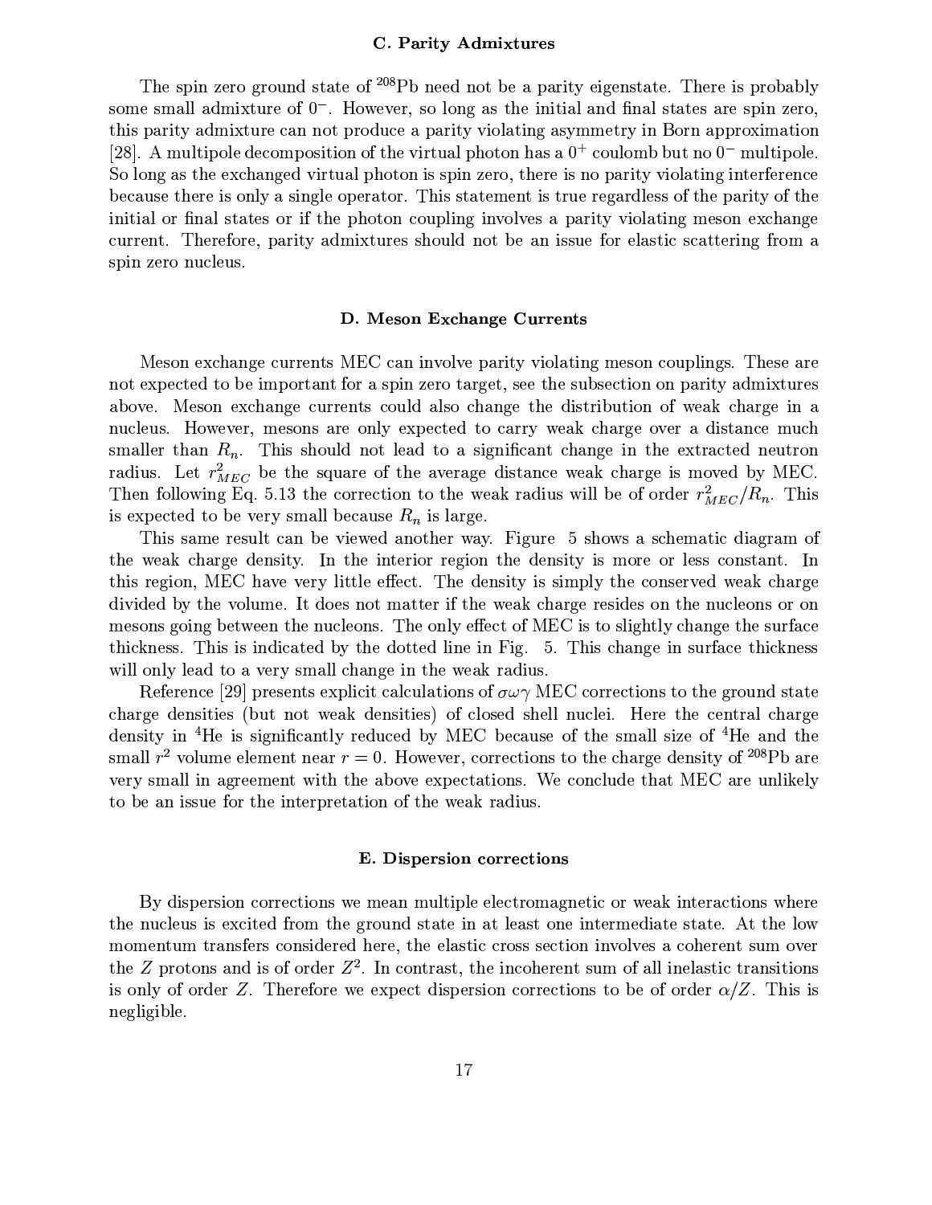### C. Parity Admixtures

The spin zero ground state of $^{208}$Pb need not be a parity eigenstate. There is probably some small admixture of $0^-$. However, so long as the initial and final states are spin zero, this parity admixture can not produce a parity violating asymmetry in Born approximation [28]. A multipole decomposition of the virtual photon has a $0^+$ coulomb but no $0^-$ multipole. So long as the exchanged virtual photon is spin zero, there is no parity violating interference because there is only a single operator. This statement is true regardless of the parity of the initial or final states or if the photon coupling involves a parity violating meson exchange current. Therefore, parity admixtures should not be an issue for elastic scattering from a spin zero nucleus.

### D. Meson Exchange Currents

Meson exchange currents MEC can involve parity violating meson couplings. These are not expected to be important for a spin zero target, see the subsection on parity admixtures above. Meson exchange currents could also change the distribution of weak charge in a nucleus. However, mesons are only expected to carry weak charge over a distance much smaller than $R_n$. This should not lead to a significant change in the extracted neutron radius. Let $r^2_{MEC}$ be the square of the average distance weak charge is moved by MEC. Then following Eq. 5.13 the correction to the weak radius will be of order $r^2_{MEC}/R_n$. This is expected to be very small because $R_n$ is large.

This same result can be viewed another way. Figure 5 shows a schematic diagram of the weak charge density. In the interior region the density is more or less constant. In this region, MEC have very little effect. The density is simply the conserved weak charge divided by the volume. It does not matter if the weak charge resides on the nucleons or on mesons going between the nucleons. The only effect of MEC is to slightly change the surface thickness. This is indicated by the dotted line in Fig. 5. This change in surface thickness will only lead to a very small change in the weak radius.

Reference [29] presents explicit calculations of $\sigma\omega\gamma$ MEC corrections to the ground state charge densities (but not weak densities) of closed shell nuclei. Here the central charge density in $^4$He is significantly reduced by MEC because of the small size of $^4$He and the small $r^2$ volume element near $r = 0$. However, corrections to the charge density of $^{208}$Pb are very small in agreement with the above expectations. We conclude that MEC are unlikely to be an issue for the interpretation of the weak radius.

### E. Dispersion corrections

By dispersion corrections we mean multiple electromagnetic or weak interactions where the nucleus is excited from the ground state in at least one intermediate state. At the low momentum transfers considered here, the elastic cross section involves a coherent sum over the $Z$ protons and is of order $Z^2$. In contrast, the incoherent sum of all inelastic transitions is only of order $Z$. Therefore we expect dispersion corrections to be of order $\alpha/Z$. This is negligible.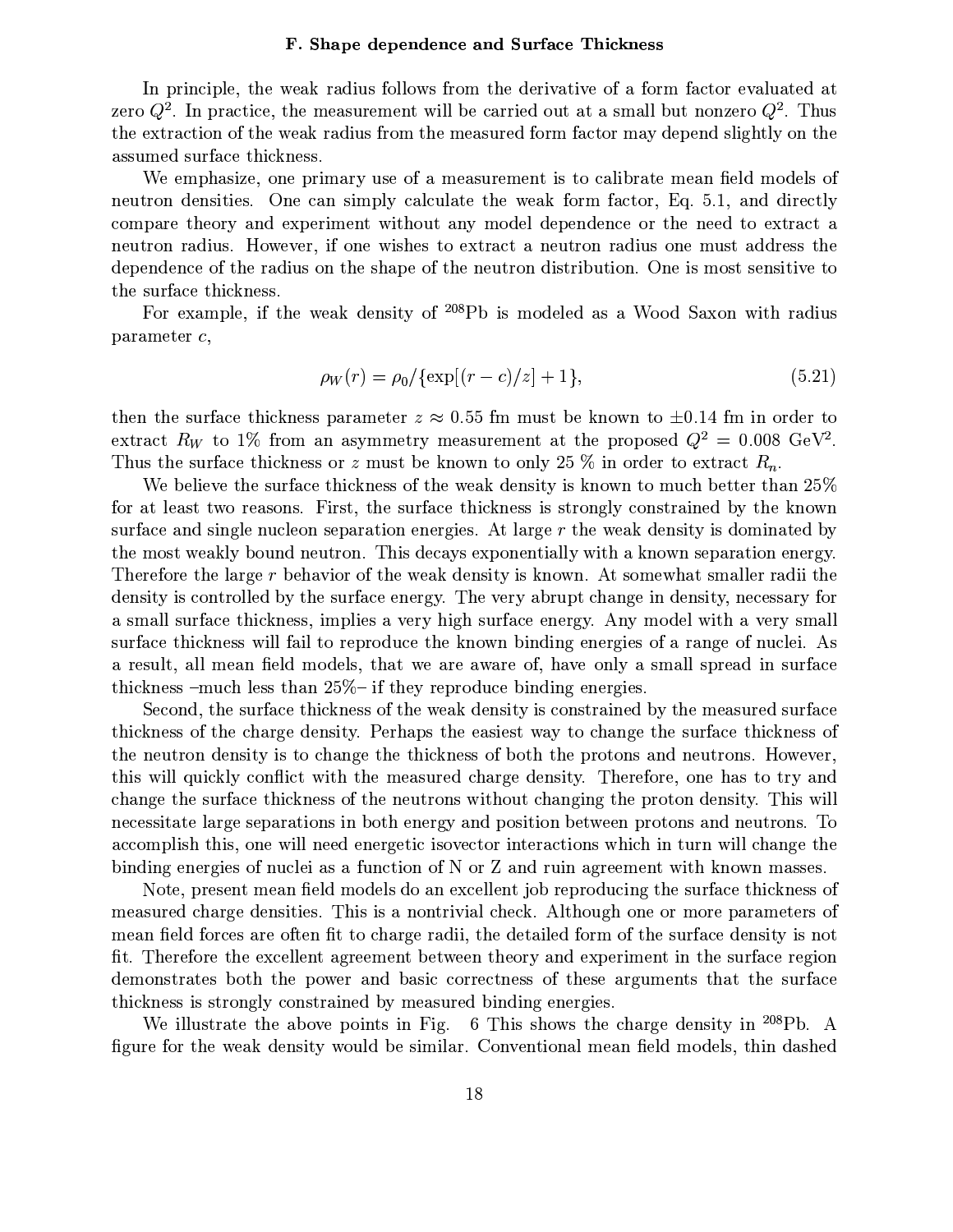### F. Shape dependence and Surface Thickness

In principle, the weak radius follows from the derivative of a form factor evaluated at zero $Q^2$. In practice, the measurement will be carried out at a small but nonzero $Q^2$. Thus the extraction of the weak radius from the measured form factor may depend slightly on the assumed surface thickness.

We emphasize, one primary use of a measurement is to calibrate mean field models of neutron densities. One can simply calculate the weak form factor, Eq. 5.1, and directly compare theory and experiment without any model dependence or the need to extract a neutron radius. However, if one wishes to extract a neutron radius one must address the dependence of the radius on the shape of the neutron distribution. One is most sensitive to the surface thickness.

For example, if the weak density of $^{208}$Pb is modeled as a Wood Saxon with radius parameter $c$,

$$\rho_W(r) = \rho_0/\{\exp[(r-c)/z]+1\}, \tag{5.21}$$

then the surface thickness parameter $z \approx 0.55$ fm must be known to $\pm 0.14$ fm in order to extract $R_W$ to 1% from an asymmetry measurement at the proposed $Q^2 = 0.008$ GeV$^2$. Thus the surface thickness or $z$ must be known to only 25 % in order to extract $R_n$.

We believe the surface thickness of the weak density is known to much better than 25% for at least two reasons. First, the surface thickness is strongly constrained by the known surface and single nucleon separation energies. At large $r$ the weak density is dominated by the most weakly bound neutron. This decays exponentially with a known separation energy. Therefore the large $r$ behavior of the weak density is known. At somewhat smaller radii the density is controlled by the surface energy. The very abrupt change in density, necessary for a small surface thickness, implies a very high surface energy. Any model with a very small surface thickness will fail to reproduce the known binding energies of a range of nuclei. As a result, all mean field models, that we are aware of, have only a small spread in surface thickness –much less than 25%– if they reproduce binding energies.

Second, the surface thickness of the weak density is constrained by the measured surface thickness of the charge density. Perhaps the easiest way to change the surface thickness of the neutron density is to change the thickness of both the protons and neutrons. However, this will quickly conflict with the measured charge density. Therefore, one has to try and change the surface thickness of the neutrons without changing the proton density. This will necessitate large separations in both energy and position between protons and neutrons. To accomplish this, one will need energetic isovector interactions which in turn will change the binding energies of nuclei as a function of N or Z and ruin agreement with known masses.

Note, present mean field models do an excellent job reproducing the surface thickness of measured charge densities. This is a nontrivial check. Although one or more parameters of mean field forces are often fit to charge radii, the detailed form of the surface density is not fit. Therefore the excellent agreement between theory and experiment in the surface region demonstrates both the power and basic correctness of these arguments that the surface thickness is strongly constrained by measured binding energies.

We illustrate the above points in Fig. 6 This shows the charge density in $^{208}$Pb. A figure for the weak density would be similar. Conventional mean field models, thin dashed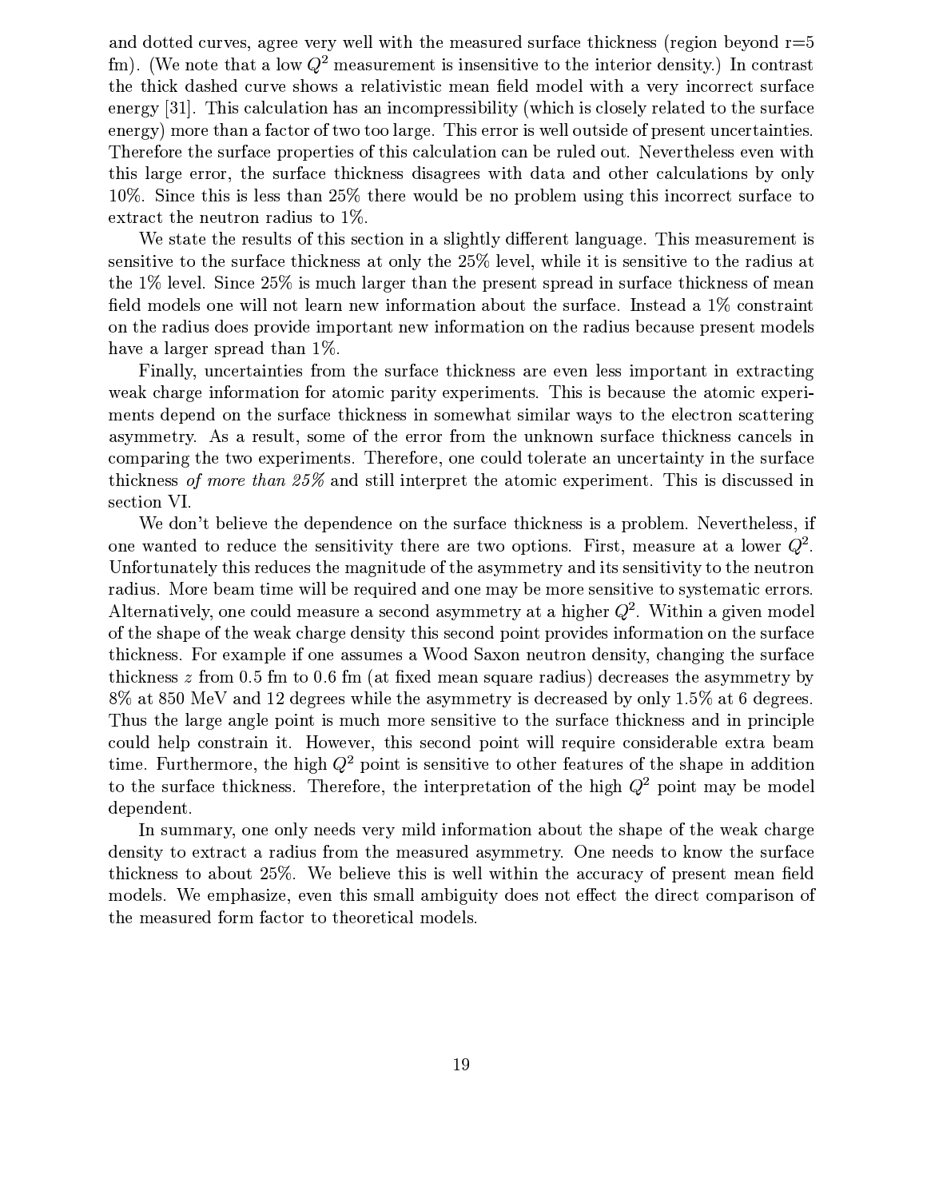and dotted curves, agree very well with the measured surface thickness (region beyond r=5 fm). (We note that a low $Q^2$ measurement is insensitive to the interior density.) In contrast the thick dashed curve shows a relativistic mean field model with a very incorrect surface energy [31]. This calculation has an incompressibility (which is closely related to the surface energy) more than a factor of two too large. This error is well outside of present uncertainties. Therefore the surface properties of this calculation can be ruled out. Nevertheless even with this large error, the surface thickness disagrees with data and other calculations by only 10%. Since this is less than 25% there would be no problem using this incorrect surface to extract the neutron radius to 1%.

We state the results of this section in a slightly different language. This measurement is sensitive to the surface thickness at only the 25% level, while it is sensitive to the radius at the 1% level. Since 25% is much larger than the present spread in surface thickness of mean field models one will not learn new information about the surface. Instead a 1% constraint on the radius does provide important new information on the radius because present models have a larger spread than 1%.

Finally, uncertainties from the surface thickness are even less important in extracting weak charge information for atomic parity experiments. This is because the atomic experiments depend on the surface thickness in somewhat similar ways to the electron scattering asymmetry. As a result, some of the error from the unknown surface thickness cancels in comparing the two experiments. Therefore, one could tolerate an uncertainty in the surface thickness *of more than 25%* and still interpret the atomic experiment. This is discussed in section VI.

We don't believe the dependence on the surface thickness is a problem. Nevertheless, if one wanted to reduce the sensitivity there are two options. First, measure at a lower $Q^2$. Unfortunately this reduces the magnitude of the asymmetry and its sensitivity to the neutron radius. More beam time will be required and one may be more sensitive to systematic errors. Alternatively, one could measure a second asymmetry at a higher $Q^2$. Within a given model of the shape of the weak charge density this second point provides information on the surface thickness. For example if one assumes a Wood Saxon neutron density, changing the surface thickness $z$ from 0.5 fm to 0.6 fm (at fixed mean square radius) decreases the asymmetry by 8% at 850 MeV and 12 degrees while the asymmetry is decreased by only 1.5% at 6 degrees. Thus the large angle point is much more sensitive to the surface thickness and in principle could help constrain it. However, this second point will require considerable extra beam time. Furthermore, the high $Q^2$ point is sensitive to other features of the shape in addition to the surface thickness. Therefore, the interpretation of the high $Q^2$ point may be model dependent.

In summary, one only needs very mild information about the shape of the weak charge density to extract a radius from the measured asymmetry. One needs to know the surface thickness to about 25%. We believe this is well within the accuracy of present mean field models. We emphasize, even this small ambiguity does not effect the direct comparison of the measured form factor to theoretical models.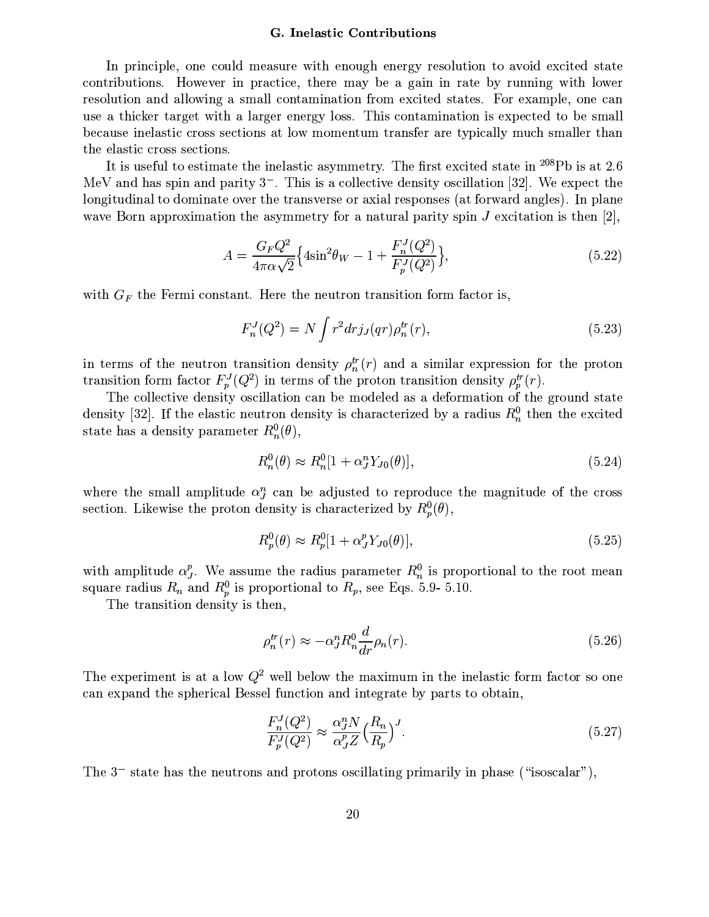### G. Inelastic Contributions

In principle, one could measure with enough energy resolution to avoid excited state contributions. However in practice, there may be a gain in rate by running with lower resolution and allowing a small contamination from excited states. For example, one can use a thicker target with a larger energy loss. This contamination is expected to be small because inelastic cross sections at low momentum transfer are typically much smaller than the elastic cross sections.

It is useful to estimate the inelastic asymmetry. The first excited state in $^{208}$Pb is at 2.6 MeV and has spin and parity $3^-$. This is a collective density oscillation [32]. We expect the longitudinal to dominate over the transverse or axial responses (at forward angles). In plane wave Born approximation the asymmetry for a natural parity spin $J$ excitation is then [2],

$$A = \frac{G_F Q^2}{4\pi\alpha\sqrt{2}}\Big\{4\sin^2\theta_W - 1 + \frac{F_n^J(Q^2)}{F_p^J(Q^2)}\Big\}, \tag{5.22}$$

with $G_F$ the Fermi constant. Here the neutron transition form factor is,

$$F_n^J(Q^2) = N\int r^2 dr j_J(qr)\rho_n^{tr}(r), \tag{5.23}$$

in terms of the neutron transition density $\rho_n^{tr}(r)$ and a similar expression for the proton transition form factor $F_p^J(Q^2)$ in terms of the proton transition density $\rho_p^{tr}(r)$.

The collective density oscillation can be modeled as a deformation of the ground state density [32]. If the elastic neutron density is characterized by a radius $R_n^0$ then the excited state has a density parameter $R_n^0(\theta)$,

$$R_n^0(\theta) \approx R_n^0[1 + \alpha_J^n Y_{J0}(\theta)], \tag{5.24}$$

where the small amplitude $\alpha_J^n$ can be adjusted to reproduce the magnitude of the cross section. Likewise the proton density is characterized by $R_p^0(\theta)$,

$$R_p^0(\theta) \approx R_p^0[1 + \alpha_J^p Y_{J0}(\theta)], \tag{5.25}$$

with amplitude $\alpha_J^p$. We assume the radius parameter $R_n^0$ is proportional to the root mean square radius $R_n$ and $R_p^0$ is proportional to $R_p$, see Eqs. 5.9- 5.10.

The transition density is then,

$$\rho_n^{tr}(r) \approx -\alpha_J^n R_n^0 \frac{d}{dr}\rho_n(r). \tag{5.26}$$

The experiment is at a low $Q^2$ well below the maximum in the inelastic form factor so one can expand the spherical Bessel function and integrate by parts to obtain,

$$\frac{F_n^J(Q^2)}{F_p^J(Q^2)} \approx \frac{\alpha_J^n N}{\alpha_J^p Z}\Big(\frac{R_n}{R_p}\Big)^J. \tag{5.27}$$

The $3^-$ state has the neutrons and protons oscillating primarily in phase ("isoscalar"),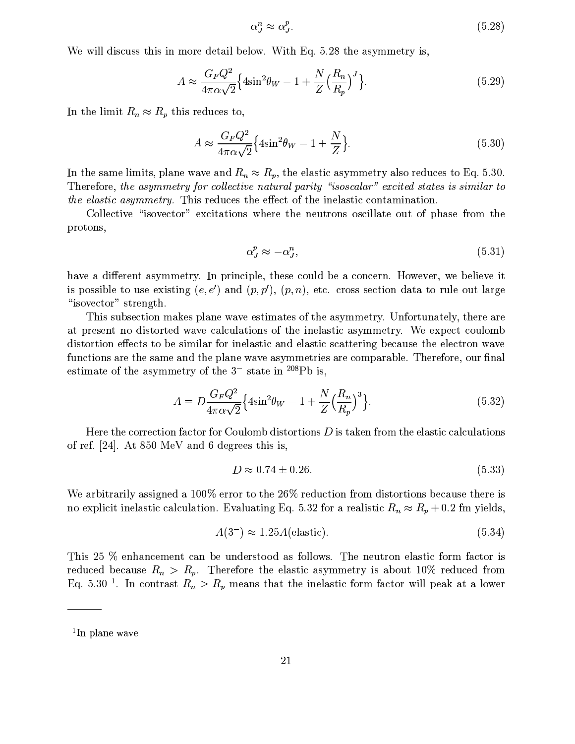$$\alpha_J^n \approx \alpha_J^p. \tag{5.28}$$

We will discuss this in more detail below. With Eq. 5.28 the asymmetry is,

$$A \approx \frac{G_F Q^2}{4\pi\alpha\sqrt{2}}\Big\{4\sin^2\theta_W - 1 + \frac{N}{Z}\Big(\frac{R_n}{R_p}\Big)^J\Big\}. \tag{5.29}$$

In the limit $R_n \approx R_p$ this reduces to,

$$A \approx \frac{G_F Q^2}{4\pi\alpha\sqrt{2}}\Big\{4\sin^2\theta_W - 1 + \frac{N}{Z}\Big\}. \tag{5.30}$$

In the same limits, plane wave and $R_n \approx R_p$, the elastic asymmetry also reduces to Eq. 5.30. Therefore, *the asymmetry for collective natural parity "isoscalar" excited states is similar to the elastic asymmetry.* This reduces the effect of the inelastic contamination.

Collective "isovector" excitations where the neutrons oscillate out of phase from the protons,

$$\alpha_J^p \approx -\alpha_J^n, \tag{5.31}$$

have a different asymmetry. In principle, these could be a concern. However, we believe it is possible to use existing $(e, e')$ and $(p, p')$, $(p, n)$, etc. cross section data to rule out large "isovector" strength.

This subsection makes plane wave estimates of the asymmetry. Unfortunately, there are at present no distorted wave calculations of the inelastic asymmetry. We expect coulomb distortion effects to be similar for inelastic and elastic scattering because the electron wave functions are the same and the plane wave asymmetries are comparable. Therefore, our final estimate of the asymmetry of the $3^-$ state in $^{208}$Pb is,

$$A = D\frac{G_F Q^2}{4\pi\alpha\sqrt{2}}\Big\{4\sin^2\theta_W - 1 + \frac{N}{Z}\Big(\frac{R_n}{R_p}\Big)^3\Big\}. \tag{5.32}$$

Here the correction factor for Coulomb distortions $D$ is taken from the elastic calculations of ref. [24]. At 850 MeV and 6 degrees this is,

$$D \approx 0.74 \pm 0.26. \tag{5.33}$$

We arbitrarily assigned a 100% error to the 26% reduction from distortions because there is no explicit inelastic calculation. Evaluating Eq. 5.32 for a realistic $R_n \approx R_p + 0.2$ fm yields,

$$A(3^-) \approx 1.25 A(\text{elastic}). \tag{5.34}$$

This 25 % enhancement can be understood as follows. The neutron elastic form factor is reduced because $R_n > R_p$. Therefore the elastic asymmetry is about 10% reduced from Eq. 5.30 [1]. In contrast $R_n > R_p$ means that the inelastic form factor will peak at a lower

[1] In plane wave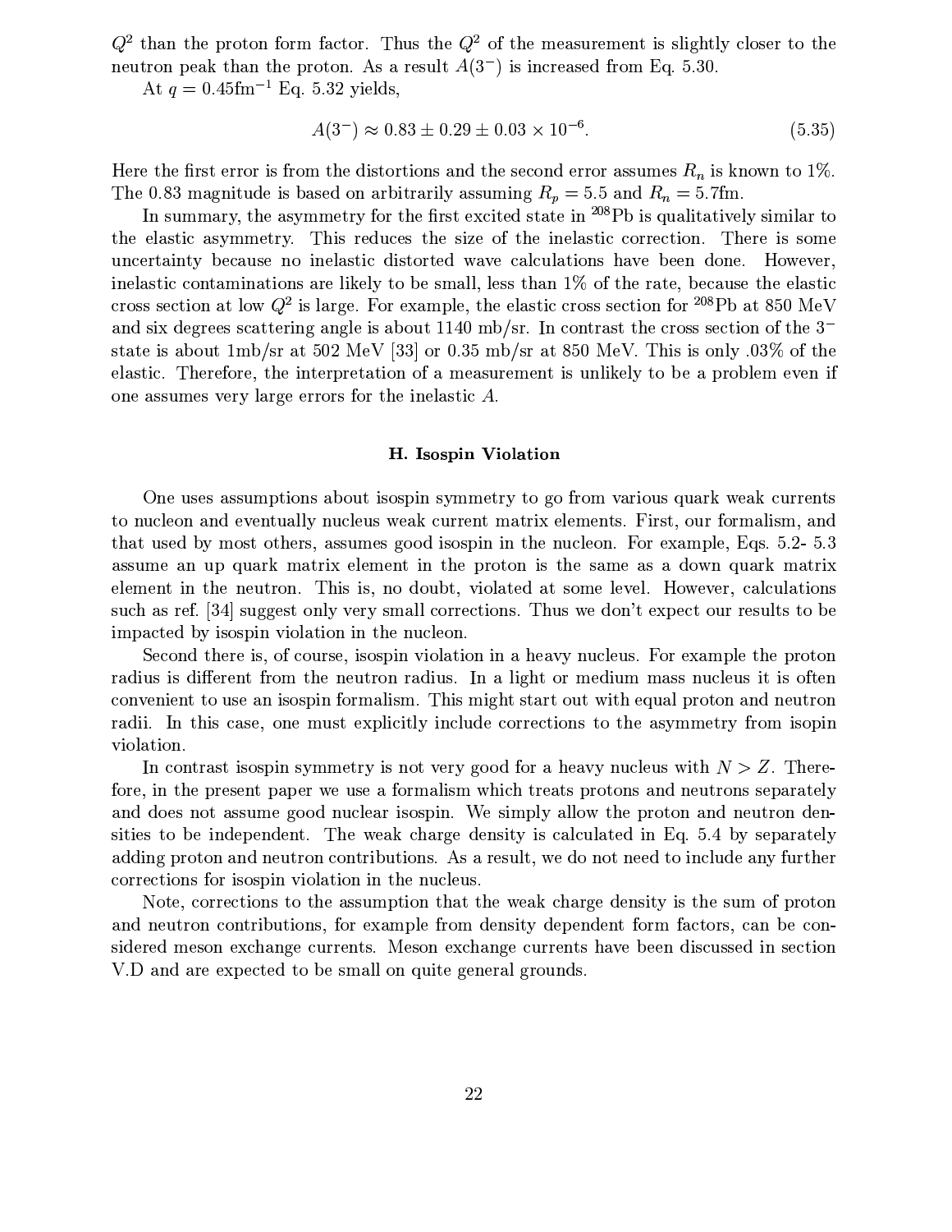$Q^2$ than the proton form factor. Thus the $Q^2$ of the measurement is slightly closer to the neutron peak than the proton. As a result $A(3^-)$ is increased from Eq. 5.30.

At $q = 0.45\text{fm}^{-1}$ Eq. 5.32 yields,

$$A(3^-) \approx 0.83 \pm 0.29 \pm 0.03 \times 10^{-6}. \tag{5.35}$$

Here the first error is from the distortions and the second error assumes $R_n$ is known to 1%. The 0.83 magnitude is based on arbitrarily assuming $R_p = 5.5$ and $R_n = 5.7$fm.

In summary, the asymmetry for the first excited state in $^{208}$Pb is qualitatively similar to the elastic asymmetry. This reduces the size of the inelastic correction. There is some uncertainty because no inelastic distorted wave calculations have been done. However, inelastic contaminations are likely to be small, less than 1% of the rate, because the elastic cross section at low $Q^2$ is large. For example, the elastic cross section for $^{208}$Pb at 850 MeV and six degrees scattering angle is about 1140 mb/sr. In contrast the cross section of the $3^-$ state is about 1mb/sr at 502 MeV [33] or 0.35 mb/sr at 850 MeV. This is only .03% of the elastic. Therefore, the interpretation of a measurement is unlikely to be a problem even if one assumes very large errors for the inelastic $A$.

### H. Isospin Violation

One uses assumptions about isospin symmetry to go from various quark weak currents to nucleon and eventually nucleus weak current matrix elements. First, our formalism, and that used by most others, assumes good isospin in the nucleon. For example, Eqs. 5.2- 5.3 assume an up quark matrix element in the proton is the same as a down quark matrix element in the neutron. This is, no doubt, violated at some level. However, calculations such as ref. [34] suggest only very small corrections. Thus we don't expect our results to be impacted by isospin violation in the nucleon.

Second there is, of course, isospin violation in a heavy nucleus. For example the proton radius is different from the neutron radius. In a light or medium mass nucleus it is often convenient to use an isospin formalism. This might start out with equal proton and neutron radii. In this case, one must explicitly include corrections to the asymmetry from isopin violation.

In contrast isospin symmetry is not very good for a heavy nucleus with $N > Z$. Therefore, in the present paper we use a formalism which treats protons and neutrons separately and does not assume good nuclear isospin. We simply allow the proton and neutron densities to be independent. The weak charge density is calculated in Eq. 5.4 by separately adding proton and neutron contributions. As a result, we do not need to include any further corrections for isospin violation in the nucleus.

Note, corrections to the assumption that the weak charge density is the sum of proton and neutron contributions, for example from density dependent form factors, can be considered meson exchange currents. Meson exchange currents have been discussed in section V.D and are expected to be small on quite general grounds.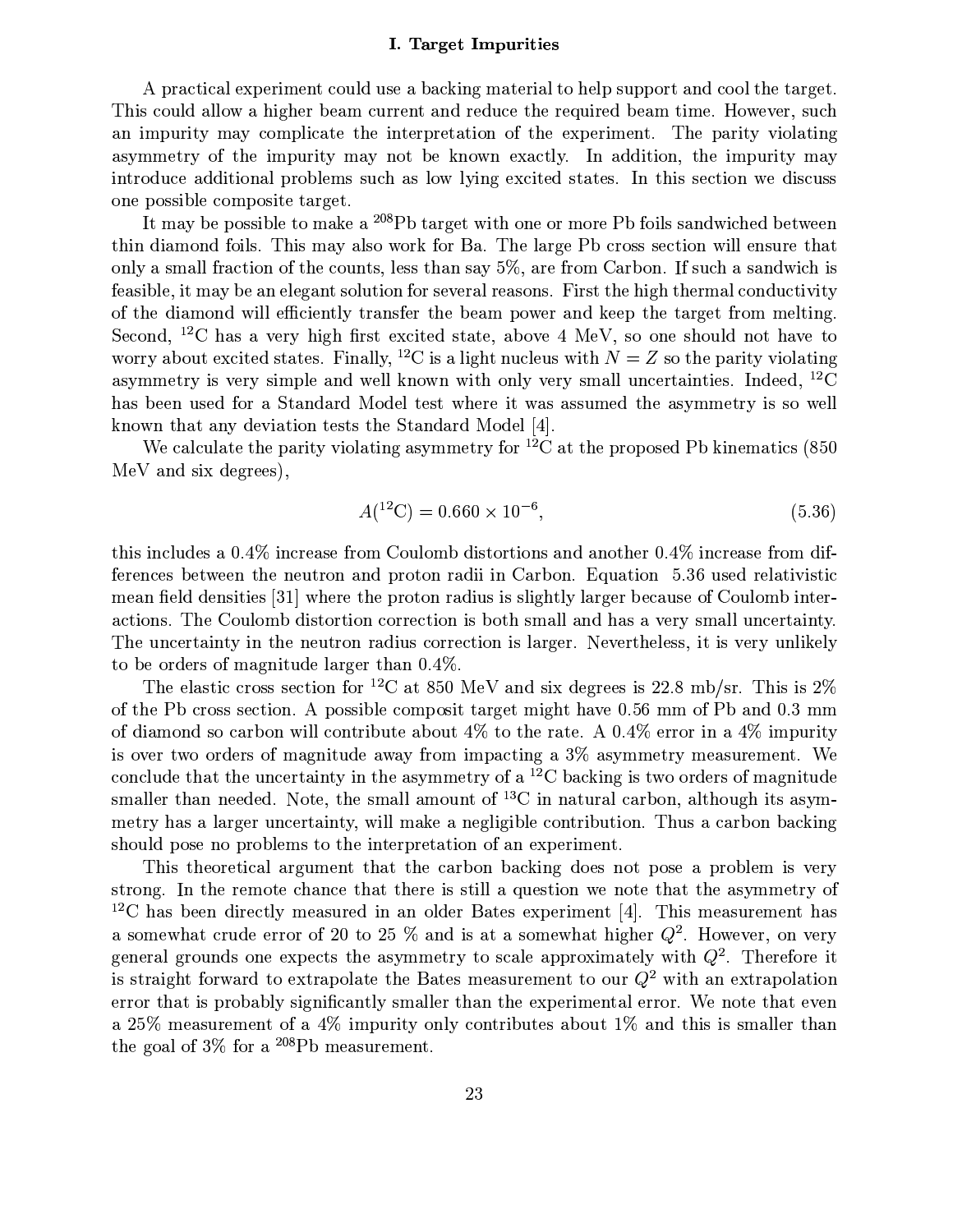## I. Target Impurities

A practical experiment could use a backing material to help support and cool the target. This could allow a higher beam current and reduce the required beam time. However, such an impurity may complicate the interpretation of the experiment. The parity violating asymmetry of the impurity may not be known exactly. In addition, the impurity may introduce additional problems such as low lying excited states. In this section we discuss one possible composite target.

It may be possible to make a $^{208}$Pb target with one or more Pb foils sandwiched between thin diamond foils. This may also work for Ba. The large Pb cross section will ensure that only a small fraction of the counts, less than say 5%, are from Carbon. If such a sandwich is feasible, it may be an elegant solution for several reasons. First the high thermal conductivity of the diamond will efficiently transfer the beam power and keep the target from melting. Second, $^{12}$C has a very high first excited state, above 4 MeV, so one should not have to worry about excited states. Finally, $^{12}$C is a light nucleus with $N = Z$ so the parity violating asymmetry is very simple and well known with only very small uncertainties. Indeed, $^{12}$C has been used for a Standard Model test where it was assumed the asymmetry is so well known that any deviation tests the Standard Model [4].

We calculate the parity violating asymmetry for $^{12}$C at the proposed Pb kinematics (850 MeV and six degrees),

$$A(^{12}\mathrm{C}) = 0.660 \times 10^{-6}, \tag{5.36}$$

this includes a 0.4% increase from Coulomb distortions and another 0.4% increase from differences between the neutron and proton radii in Carbon. Equation 5.36 used relativistic mean field densities [31] where the proton radius is slightly larger because of Coulomb interactions. The Coulomb distortion correction is both small and has a very small uncertainty. The uncertainty in the neutron radius correction is larger. Nevertheless, it is very unlikely to be orders of magnitude larger than 0.4%.

The elastic cross section for $^{12}$C at 850 MeV and six degrees is 22.8 mb/sr. This is 2% of the Pb cross section. A possible composit target might have 0.56 mm of Pb and 0.3 mm of diamond so carbon will contribute about 4% to the rate. A 0.4% error in a 4% impurity is over two orders of magnitude away from impacting a 3% asymmetry measurement. We conclude that the uncertainty in the asymmetry of a $^{12}$C backing is two orders of magnitude smaller than needed. Note, the small amount of $^{13}$C in natural carbon, although its asymmetry has a larger uncertainty, will make a negligible contribution. Thus a carbon backing should pose no problems to the interpretation of an experiment.

This theoretical argument that the carbon backing does not pose a problem is very strong. In the remote chance that there is still a question we note that the asymmetry of $^{12}$C has been directly measured in an older Bates experiment [4]. This measurement has a somewhat crude error of 20 to 25 % and is at a somewhat higher $Q^2$. However, on very general grounds one expects the asymmetry to scale approximately with $Q^2$. Therefore it is straight forward to extrapolate the Bates measurement to our $Q^2$ with an extrapolation error that is probably significantly smaller than the experimental error. We note that even a 25% measurement of a 4% impurity only contributes about 1% and this is smaller than the goal of 3% for a $^{208}$Pb measurement.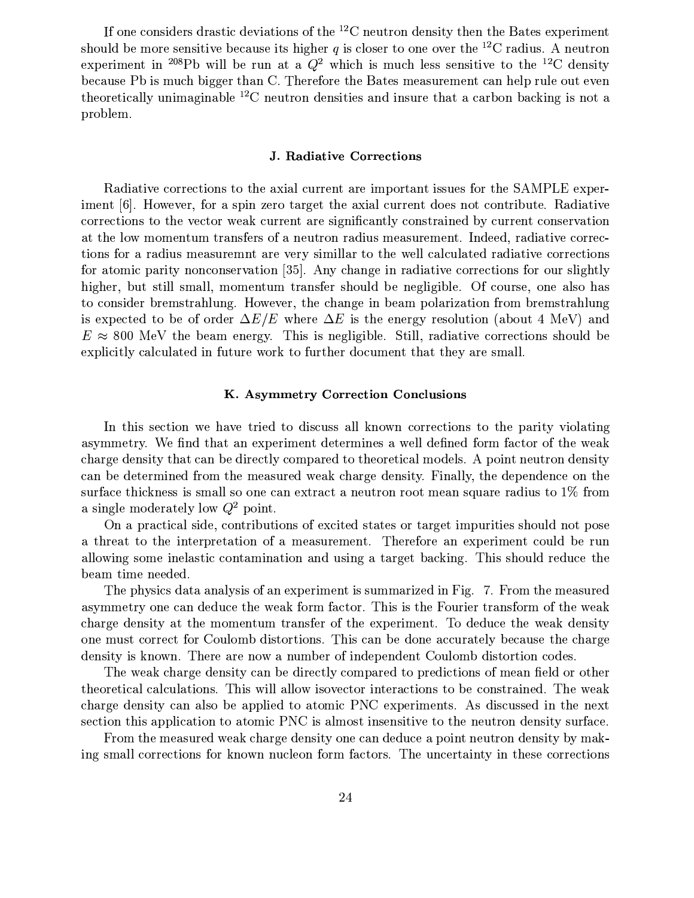If one considers drastic deviations of the $^{12}$C neutron density then the Bates experiment should be more sensitive because its higher $q$ is closer to one over the $^{12}$C radius. A neutron experiment in $^{208}$Pb will be run at a $Q^2$ which is much less sensitive to the $^{12}$C density because Pb is much bigger than C. Therefore the Bates measurement can help rule out even theoretically unimaginable $^{12}$C neutron densities and insure that a carbon backing is not a problem.

### J. Radiative Corrections

Radiative corrections to the axial current are important issues for the SAMPLE experiment [6]. However, for a spin zero target the axial current does not contribute. Radiative corrections to the vector weak current are significantly constrained by current conservation at the low momentum transfers of a neutron radius measurement. Indeed, radiative corrections for a radius measuremnt are very simillar to the well calculated radiative corrections for atomic parity nonconservation [35]. Any change in radiative corrections for our slightly higher, but still small, momentum transfer should be negligible. Of course, one also has to consider bremstrahlung. However, the change in beam polarization from bremstrahlung is expected to be of order $\Delta E/E$ where $\Delta E$ is the energy resolution (about 4 MeV) and $E \approx 800$ MeV the beam energy. This is negligible. Still, radiative corrections should be explicitly calculated in future work to further document that they are small.

### K. Asymmetry Correction Conclusions

In this section we have tried to discuss all known corrections to the parity violating asymmetry. We find that an experiment determines a well defined form factor of the weak charge density that can be directly compared to theoretical models. A point neutron density can be determined from the measured weak charge density. Finally, the dependence on the surface thickness is small so one can extract a neutron root mean square radius to 1% from a single moderately low $Q^2$ point.

On a practical side, contributions of excited states or target impurities should not pose a threat to the interpretation of a measurement. Therefore an experiment could be run allowing some inelastic contamination and using a target backing. This should reduce the beam time needed.

The physics data analysis of an experiment is summarized in Fig. 7. From the measured asymmetry one can deduce the weak form factor. This is the Fourier transform of the weak charge density at the momentum transfer of the experiment. To deduce the weak density one must correct for Coulomb distortions. This can be done accurately because the charge density is known. There are now a number of independent Coulomb distortion codes.

The weak charge density can be directly compared to predictions of mean field or other theoretical calculations. This will allow isovector interactions to be constrained. The weak charge density can also be applied to atomic PNC experiments. As discussed in the next section this application to atomic PNC is almost insensitive to the neutron density surface.

From the measured weak charge density one can deduce a point neutron density by making small corrections for known nucleon form factors. The uncertainty in these corrections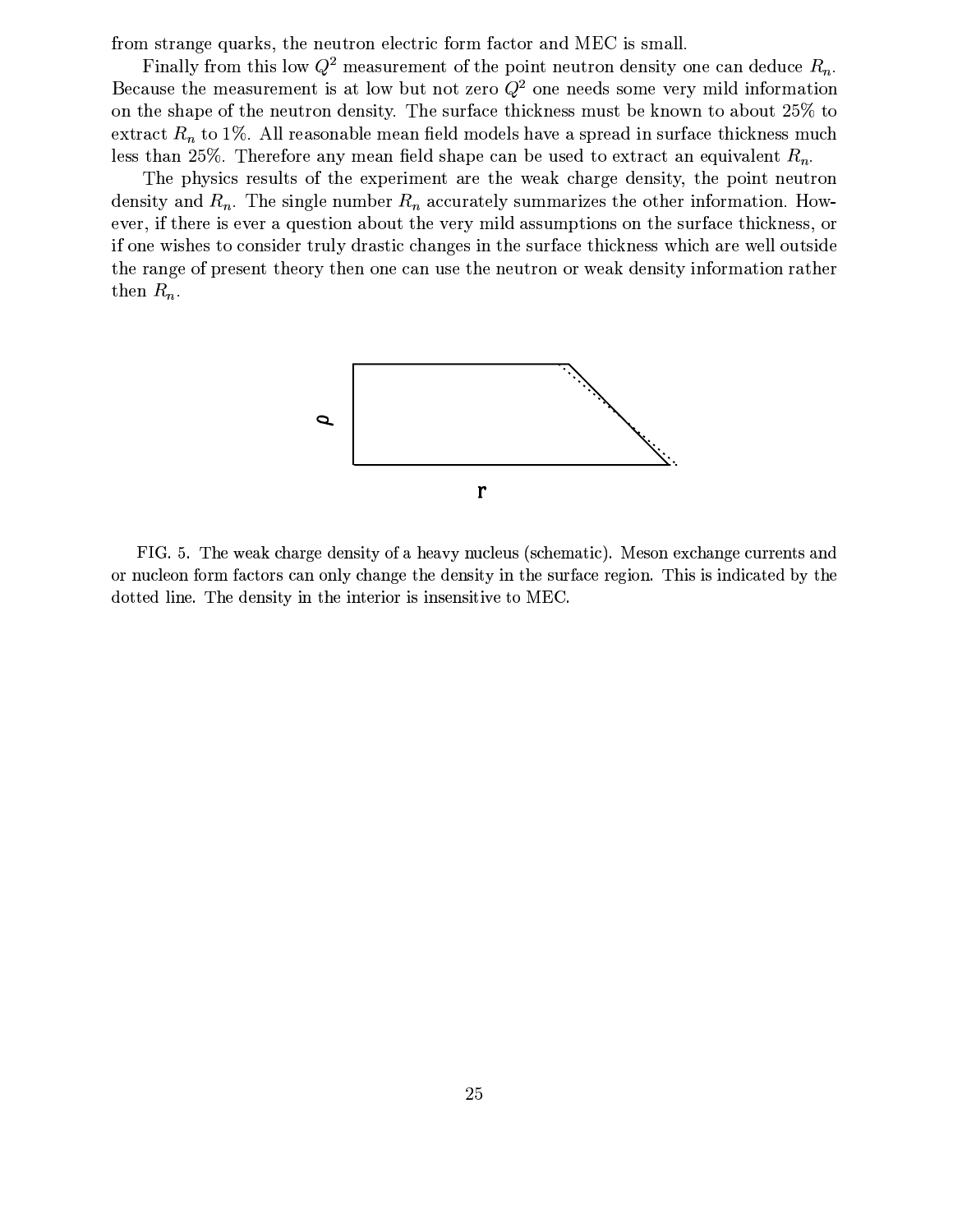from strange quarks, the neutron electric form factor and MEC is small.

Finally from this low $Q^2$ measurement of the point neutron density one can deduce $R_n$. Because the measurement is at low but not zero $Q^2$ one needs some very mild information on the shape of the neutron density. The surface thickness must be known to about 25% to extract $R_n$ to 1%. All reasonable mean field models have a spread in surface thickness much less than 25%. Therefore any mean field shape can be used to extract an equivalent $R_n$.

The physics results of the experiment are the weak charge density, the point neutron density and $R_n$. The single number $R_n$ accurately summarizes the other information. However, if there is ever a question about the very mild assumptions on the surface thickness, or if one wishes to consider truly drastic changes in the surface thickness which are well outside the range of present theory then one can use the neutron or weak density information rather then $R_n$.

FIG. 5. The weak charge density of a heavy nucleus (schematic). Meson exchange currents and or nucleon form factors can only change the density in the surface region. This is indicated by the dotted line. The density in the interior is insensitive to MEC.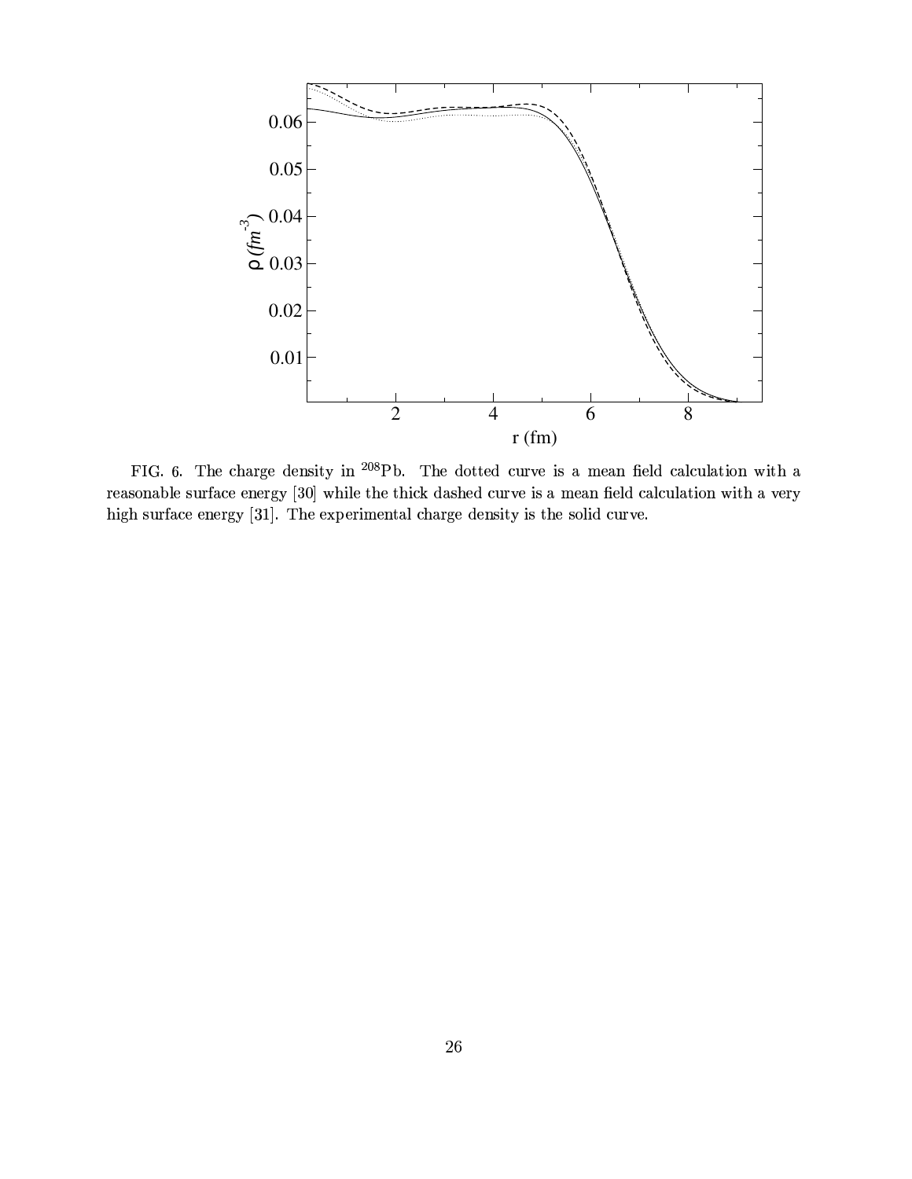FIG. 6. The charge density in $^{208}$Pb. The dotted curve is a mean field calculation with a reasonable surface energy [30] while the thick dashed curve is a mean field calculation with a very high surface energy [31]. The experimental charge density is the solid curve.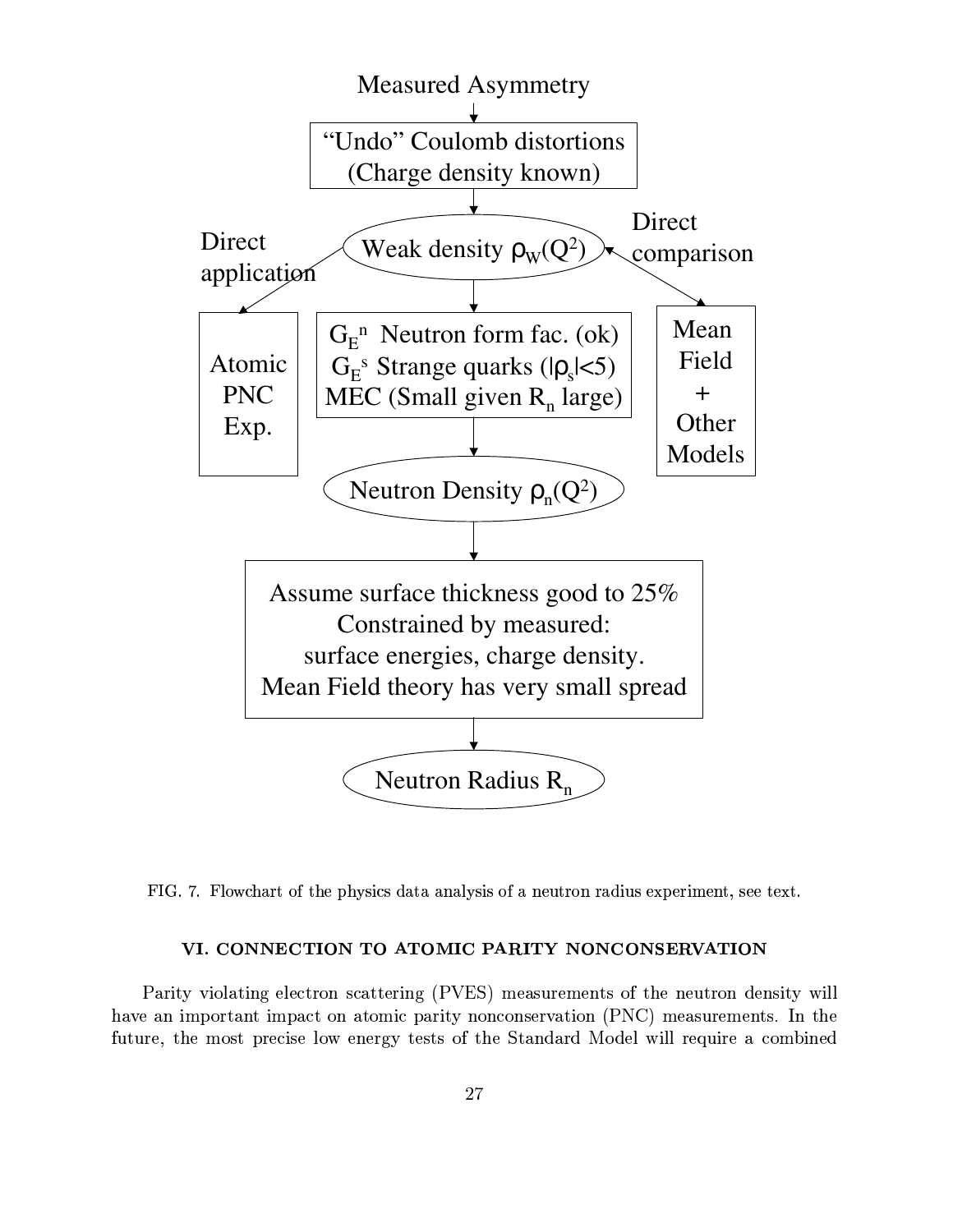Measured Asymmetry

↓

"Undo" Coulomb distortions (Charge density known)

↓

Weak density $\rho_W(Q^2)$

- Direct application → Atomic PNC Exp.
- Direct comparison ↔ Mean Field + Other Models

↓

$G_E^n$ Neutron form fac. (ok)
$G_E^s$ Strange quarks ($|\rho_s|<5$)
MEC (Small given $R_n$ large)

↓

Neutron Density $\rho_n(Q^2)$

↓

Assume surface thickness good to 25%
Constrained by measured:
surface energies, charge density.
Mean Field theory has very small spread

↓

Neutron Radius $R_n$

FIG. 7. Flowchart of the physics data analysis of a neutron radius experiment, see text.

## VI. CONNECTION TO ATOMIC PARITY NONCONSERVATION

Parity violating electron scattering (PVES) measurements of the neutron density will have an important impact on atomic parity nonconservation (PNC) measurements. In the future, the most precise low energy tests of the Standard Model will require a combined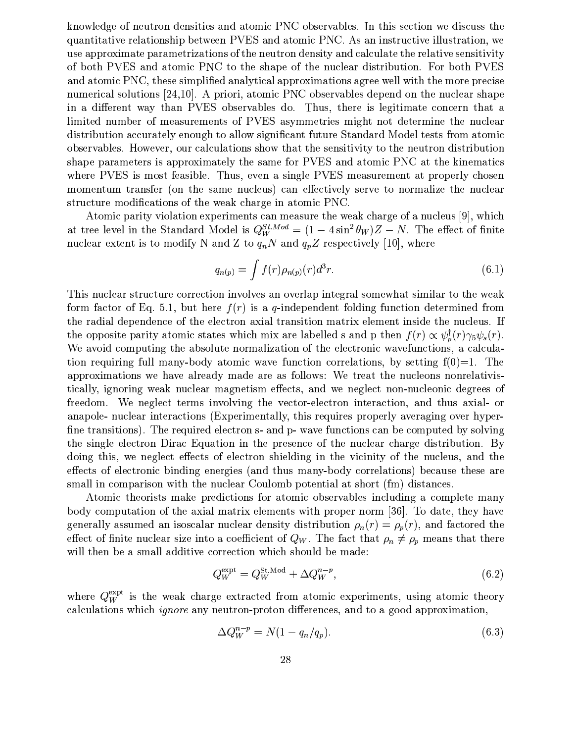knowledge of neutron densities and atomic PNC observables. In this section we discuss the quantitative relationship between PVES and atomic PNC. As an instructive illustration, we use approximate parametrizations of the neutron density and calculate the relative sensitivity of both PVES and atomic PNC to the shape of the nuclear distribution. For both PVES and atomic PNC, these simplified analytical approximations agree well with the more precise numerical solutions [24,10]. A priori, atomic PNC observables depend on the nuclear shape in a different way than PVES observables do. Thus, there is legitimate concern that a limited number of measurements of PVES asymmetries might not determine the nuclear distribution accurately enough to allow significant future Standard Model tests from atomic observables. However, our calculations show that the sensitivity to the neutron distribution shape parameters is approximately the same for PVES and atomic PNC at the kinematics where PVES is most feasible. Thus, even a single PVES measurement at properly chosen momentum transfer (on the same nucleus) can effectively serve to normalize the nuclear structure modifications of the weak charge in atomic PNC.

Atomic parity violation experiments can measure the weak charge of a nucleus [9], which at tree level in the Standard Model is $Q_W^{St.Mod} = (1 - 4\sin^2\theta_W)Z - N$. The effect of finite nuclear extent is to modify N and Z to $q_n N$ and $q_p Z$ respectively [10], where

$$q_{n(p)} = \int f(r)\rho_{n(p)}(r)d^3r. \tag{6.1}$$

This nuclear structure correction involves an overlap integral somewhat similar to the weak form factor of Eq. 5.1, but here $f(r)$ is a $q$-independent folding function determined from the radial dependence of the electron axial transition matrix element inside the nucleus. If the opposite parity atomic states which mix are labelled s and p then $f(r) \propto \psi_p^\dagger(r)\gamma_5\psi_s(r)$. We avoid computing the absolute normalization of the electronic wavefunctions, a calculation requiring full many-body atomic wave function correlations, by setting f(0)=1. The approximations we have already made are as follows: We treat the nucleons nonrelativistically, ignoring weak nuclear magnetism effects, and we neglect non-nucleonic degrees of freedom. We neglect terms involving the vector-electron interaction, and thus axial- or anapole- nuclear interactions (Experimentally, this requires properly averaging over hyperfine transitions). The required electron s- and p- wave functions can be computed by solving the single electron Dirac Equation in the presence of the nuclear charge distribution. By doing this, we neglect effects of electron shielding in the vicinity of the nucleus, and the effects of electronic binding energies (and thus many-body correlations) because these are small in comparison with the nuclear Coulomb potential at short (fm) distances.

Atomic theorists make predictions for atomic observables including a complete many body computation of the axial matrix elements with proper norm [36]. To date, they have generally assumed an isoscalar nuclear density distribution $\rho_n(r) = \rho_p(r)$, and factored the effect of finite nuclear size into a coefficient of $Q_W$. The fact that $\rho_n \neq \rho_p$ means that there will then be a small additive correction which should be made:

$$Q_W^{\rm expt} = Q_W^{\rm St.Mod} + \Delta Q_W^{n-p}, \tag{6.2}$$

where $Q_W^{\rm expt}$ is the weak charge extracted from atomic experiments, using atomic theory calculations which *ignore* any neutron-proton differences, and to a good approximation,

$$\Delta Q_W^{n-p} = N(1 - q_n/q_p). \tag{6.3}$$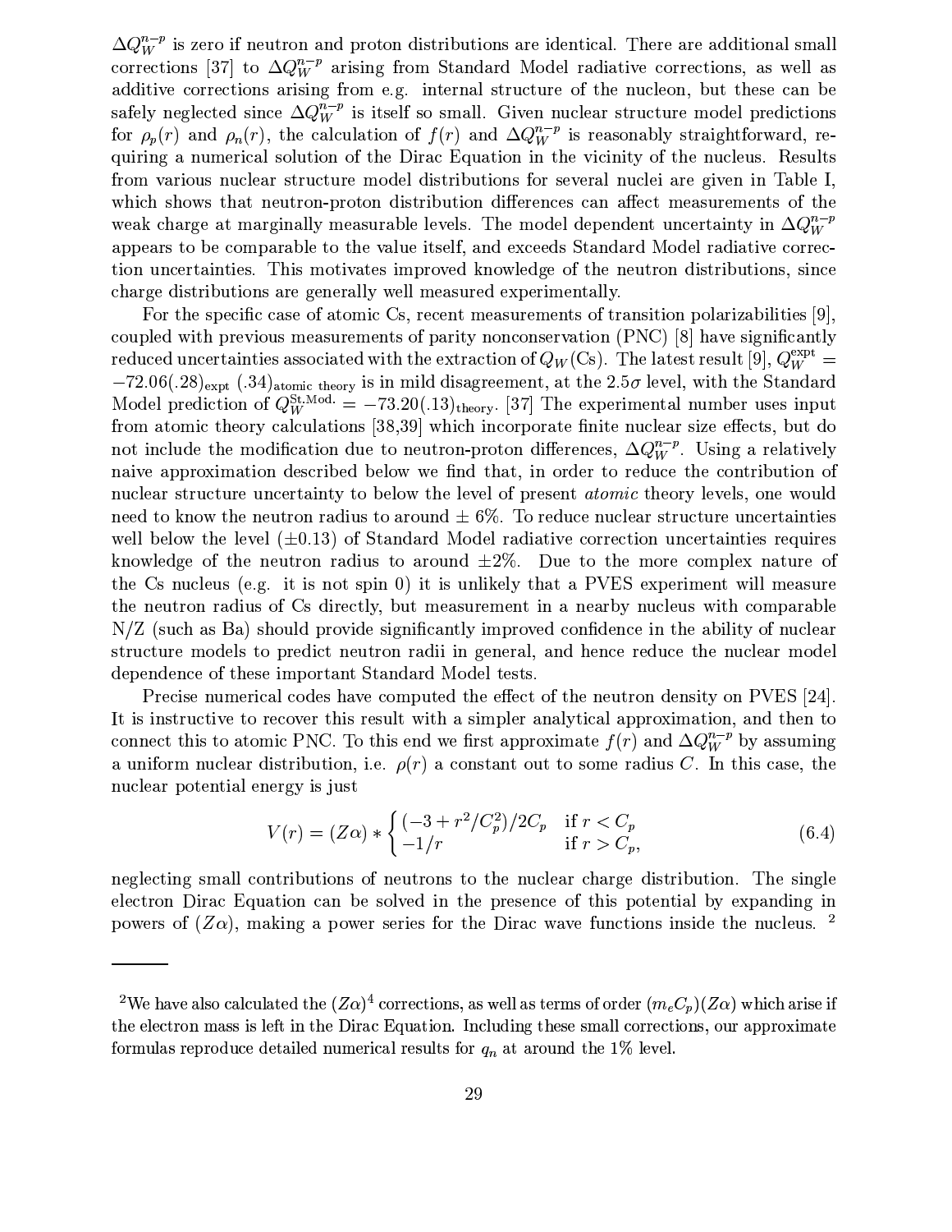$\Delta Q_W^{n-p}$ is zero if neutron and proton distributions are identical. There are additional small corrections [37] to $\Delta Q_W^{n-p}$ arising from Standard Model radiative corrections, as well as additive corrections arising from e.g. internal structure of the nucleon, but these can be safely neglected since $\Delta Q_W^{n-p}$ is itself so small. Given nuclear structure model predictions for $\rho_p(r)$ and $\rho_n(r)$, the calculation of $f(r)$ and $\Delta Q_W^{n-p}$ is reasonably straightforward, requiring a numerical solution of the Dirac Equation in the vicinity of the nucleus. Results from various nuclear structure model distributions for several nuclei are given in Table I, which shows that neutron-proton distribution differences can affect measurements of the weak charge at marginally measurable levels. The model dependent uncertainty in $\Delta Q_W^{n-p}$ appears to be comparable to the value itself, and exceeds Standard Model radiative correction uncertainties. This motivates improved knowledge of the neutron distributions, since charge distributions are generally well measured experimentally.

For the specific case of atomic Cs, recent measurements of transition polarizabilities [9], coupled with previous measurements of parity nonconservation (PNC) [8] have significantly reduced uncertainties associated with the extraction of $Q_W(\mathrm{Cs})$. The latest result [9], $Q_W^{\mathrm{expt}} = -72.06(.28)_{\mathrm{expt}}\ (.34)_{\mathrm{atomic\ theory}}$ is in mild disagreement, at the $2.5\sigma$ level, with the Standard Model prediction of $Q_W^{\mathrm{St.Mod.}} = -73.20(.13)_{\mathrm{theory}}$. [37] The experimental number uses input from atomic theory calculations [38,39] which incorporate finite nuclear size effects, but do not include the modification due to neutron-proton differences, $\Delta Q_W^{n-p}$. Using a relatively naive approximation described below we find that, in order to reduce the contribution of nuclear structure uncertainty to below the level of present *atomic* theory levels, one would need to know the neutron radius to around $\pm$ 6%. To reduce nuclear structure uncertainties well below the level ($\pm 0.13$) of Standard Model radiative correction uncertainties requires knowledge of the neutron radius to around $\pm 2\%$. Due to the more complex nature of the Cs nucleus (e.g. it is not spin 0) it is unlikely that a PVES experiment will measure the neutron radius of Cs directly, but measurement in a nearby nucleus with comparable N/Z (such as Ba) should provide significantly improved confidence in the ability of nuclear structure models to predict neutron radii in general, and hence reduce the nuclear model dependence of these important Standard Model tests.

Precise numerical codes have computed the effect of the neutron density on PVES [24]. It is instructive to recover this result with a simpler analytical approximation, and then to connect this to atomic PNC. To this end we first approximate $f(r)$ and $\Delta Q_W^{n-p}$ by assuming a uniform nuclear distribution, i.e. $\rho(r)$ a constant out to some radius $C$. In this case, the nuclear potential energy is just

$$V(r) = (Z\alpha) * \begin{cases} (-3 + r^2/C_p^2)/2C_p & \text{if } r < C_p \\ -1/r & \text{if } r > C_p, \end{cases} \tag{6.4}$$

neglecting small contributions of neutrons to the nuclear charge distribution. The single electron Dirac Equation can be solved in the presence of this potential by expanding in powers of $(Z\alpha)$, making a power series for the Dirac wave functions inside the nucleus. [2]

[2] We have also calculated the $(Z\alpha)^4$ corrections, as well as terms of order $(m_e C_p)(Z\alpha)$ which arise if the electron mass is left in the Dirac Equation. Including these small corrections, our approximate formulas reproduce detailed numerical results for $q_n$ at around the 1% level.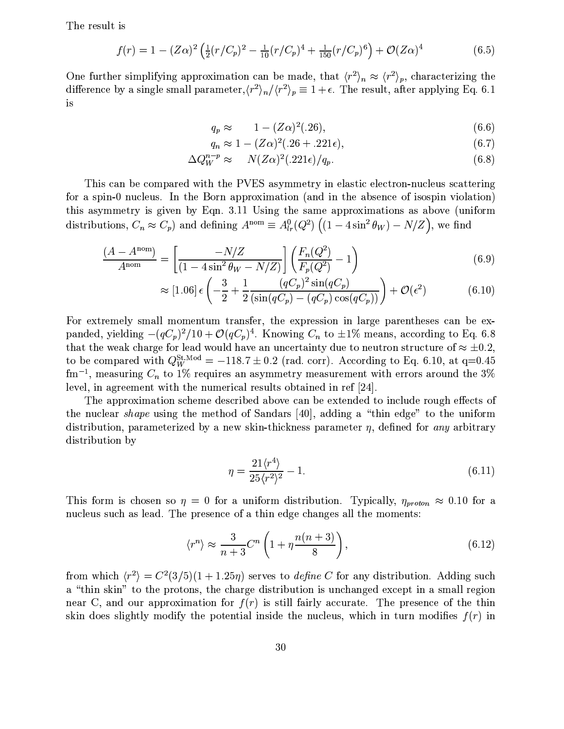The result is

$$f(r) = 1 - (Z\alpha)^2 \left(\tfrac{1}{2}(r/C_p)^2 - \tfrac{1}{10}(r/C_p)^4 + \tfrac{1}{150}(r/C_p)^6\right) + \mathcal{O}(Z\alpha)^4 \tag{6.5}$$

One further simplifying approximation can be made, that $\langle r^2\rangle_n \approx \langle r^2\rangle_p$, characterizing the difference by a single small parameter, $\langle r^2\rangle_n/\langle r^2\rangle_p \equiv 1+\epsilon$. The result, after applying Eq. 6.1 is

$$q_p \approx \quad 1 - (Z\alpha)^2(.26), \tag{6.6}$$

$$q_n \approx 1 - (Z\alpha)^2(.26 + .221\epsilon), \tag{6.7}$$

$$\Delta Q_W^{n-p} \approx \quad N(Z\alpha)^2(.221\epsilon)/q_p. \tag{6.8}$$

This can be compared with the PVES asymmetry in elastic electron-nucleus scattering for a spin-0 nucleus. In the Born approximation (and in the absence of isospin violation) this asymmetry is given by Eqn. 3.11 Using the same approximations as above (uniform distributions, $C_n \approx C_p$) and defining $A^{\rm nom} \equiv A^0_{lr}(Q^2)\left((1-4\sin^2\theta_W) - N/Z\right)$, we find

$$\frac{(A - A^{\rm nom})}{A^{\rm nom}} = \left[\frac{-N/Z}{(1-4\sin^2\theta_W - N/Z)}\right]\left(\frac{F_n(Q^2)}{F_p(Q^2)} - 1\right) \tag{6.9}$$

$$\approx [1.06]\,\epsilon\left(-\frac{3}{2} + \frac{1}{2}\frac{(qC_p)^2\sin(qC_p)}{(\sin(qC_p) - (qC_p)\cos(qC_p))}\right) + \mathcal{O}(\epsilon^2) \tag{6.10}$$

For extremely small momentum transfer, the expression in large parentheses can be expanded, yielding $-(qC_p)^2/10 + \mathcal{O}(qC_p)^4$. Knowing $C_n$ to $\pm 1\%$ means, according to Eq. 6.8 that the weak charge for lead would have an uncertainty due to neutron structure of $\approx \pm 0.2$, to be compared with $Q_W^{\rm St.Mod} = -118.7 \pm 0.2$ (rad. corr). According to Eq. 6.10, at q=0.45 fm$^{-1}$, measuring $C_n$ to 1% requires an asymmetry measurement with errors around the 3% level, in agreement with the numerical results obtained in ref [24].

The approximation scheme described above can be extended to include rough effects of the nuclear *shape* using the method of Sandars [40], adding a "thin edge" to the uniform distribution, parameterized by a new skin-thickness parameter $\eta$, defined for *any* arbitrary distribution by

$$\eta = \frac{21\langle r^4\rangle}{25\langle r^2\rangle^2} - 1. \tag{6.11}$$

This form is chosen so $\eta = 0$ for a uniform distribution. Typically, $\eta_{proton} \approx 0.10$ for a nucleus such as lead. The presence of a thin edge changes all the moments:

$$\langle r^n\rangle \approx \frac{3}{n+3}C^n\left(1 + \eta\frac{n(n+3)}{8}\right), \tag{6.12}$$

from which $\langle r^2\rangle = C^2(3/5)(1+1.25\eta)$ serves to *define* C for any distribution. Adding such a "thin skin" to the protons, the charge distribution is unchanged except in a small region near C, and our approximation for $f(r)$ is still fairly accurate. The presence of the thin skin does slightly modify the potential inside the nucleus, which in turn modifies $f(r)$ in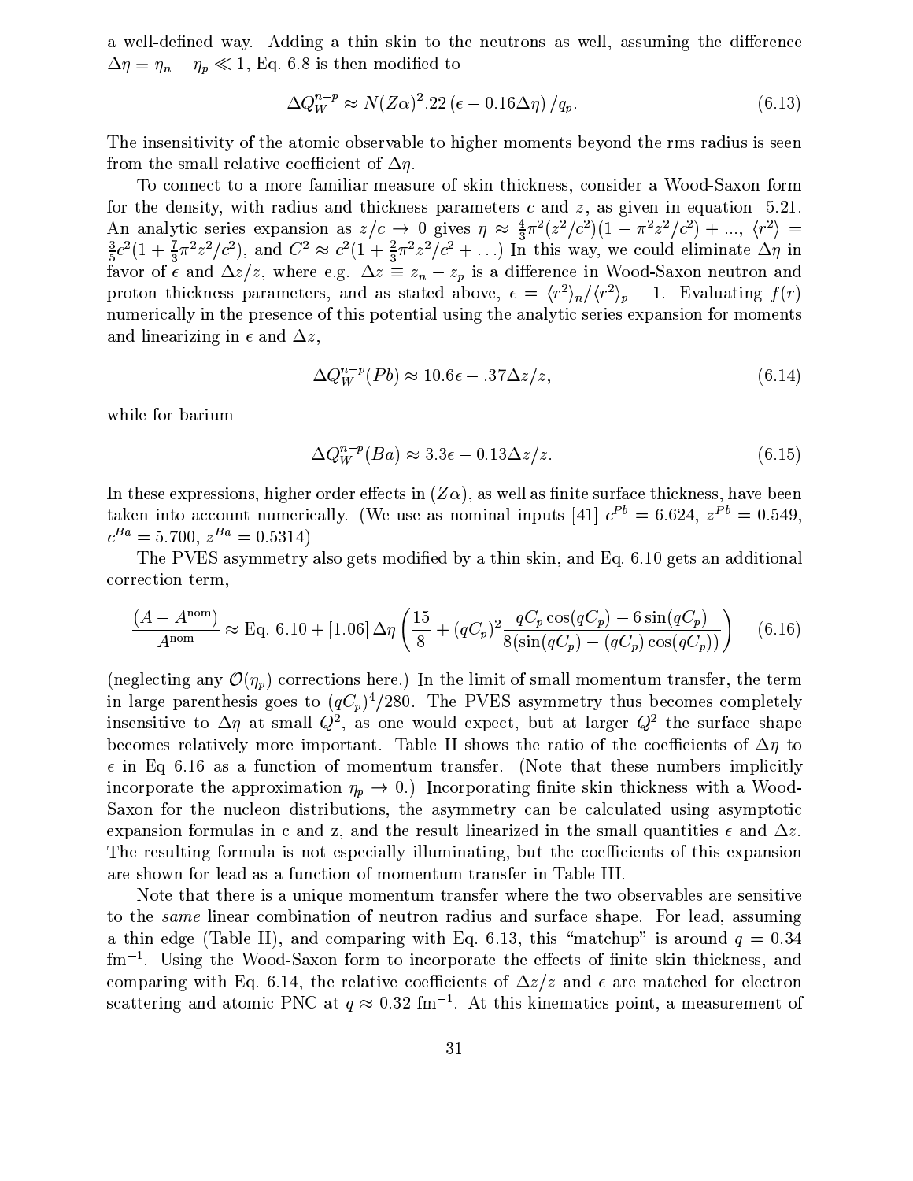a well-defined way. Adding a thin skin to the neutrons as well, assuming the difference $\Delta\eta \equiv \eta_n - \eta_p \ll 1$, Eq. 6.8 is then modified to

$$\Delta Q_W^{n-p} \approx N(Z\alpha)^2.22\,(\epsilon - 0.16\Delta\eta)\,/q_p. \tag{6.13}$$

The insensitivity of the atomic observable to higher moments beyond the rms radius is seen from the small relative coefficient of $\Delta\eta$.

To connect to a more familiar measure of skin thickness, consider a Wood-Saxon form for the density, with radius and thickness parameters $c$ and $z$, as given in equation 5.21. An analytic series expansion as $z/c \to 0$ gives $\eta \approx \frac{4}{3}\pi^2(z^2/c^2)(1 - \pi^2 z^2/c^2) + ...$, $\langle r^2 \rangle = \frac{3}{5}c^2(1 + \frac{7}{3}\pi^2 z^2/c^2)$, and $C^2 \approx c^2(1 + \frac{2}{3}\pi^2 z^2/c^2 + \ldots)$ In this way, we could eliminate $\Delta\eta$ in favor of $\epsilon$ and $\Delta z/z$, where e.g. $\Delta z \equiv z_n - z_p$ is a difference in Wood-Saxon neutron and proton thickness parameters, and as stated above, $\epsilon = \langle r^2 \rangle_n / \langle r^2 \rangle_p - 1$. Evaluating $f(r)$ numerically in the presence of this potential using the analytic series expansion for moments and linearizing in $\epsilon$ and $\Delta z$,

$$\Delta Q_W^{n-p}(Pb) \approx 10.6\epsilon - .37\Delta z/z, \tag{6.14}$$

while for barium

$$\Delta Q_W^{n-p}(Ba) \approx 3.3\epsilon - 0.13\Delta z/z. \tag{6.15}$$

In these expressions, higher order effects in $(Z\alpha)$, as well as finite surface thickness, have been taken into account numerically. (We use as nominal inputs [41] $c^{Pb} = 6.624$, $z^{Pb} = 0.549$, $c^{Ba} = 5.700$, $z^{Ba} = 0.5314$)

The PVES asymmetry also gets modified by a thin skin, and Eq. 6.10 gets an additional correction term,

$$\frac{(A - A^{\rm nom})}{A^{\rm nom}} \approx \text{Eq. 6.10} + [1.06]\,\Delta\eta \left( \frac{15}{8} + (qC_p)^2 \frac{qC_p \cos(qC_p) - 6\sin(qC_p)}{8(\sin(qC_p) - (qC_p)\cos(qC_p))} \right) \tag{6.16}$$

(neglecting any $\mathcal{O}(\eta_p)$ corrections here.) In the limit of small momentum transfer, the term in large parenthesis goes to $(qC_p)^4/280$. The PVES asymmetry thus becomes completely insensitive to $\Delta\eta$ at small $Q^2$, as one would expect, but at larger $Q^2$ the surface shape becomes relatively more important. Table II shows the ratio of the coefficients of $\Delta\eta$ to $\epsilon$ in Eq 6.16 as a function of momentum transfer. (Note that these numbers implicitly incorporate the approximation $\eta_p \to 0$.) Incorporating finite skin thickness with a Wood-Saxon for the nucleon distributions, the asymmetry can be calculated using asymptotic expansion formulas in c and z, and the result linearized in the small quantities $\epsilon$ and $\Delta z$. The resulting formula is not especially illuminating, but the coefficients of this expansion are shown for lead as a function of momentum transfer in Table III.

Note that there is a unique momentum transfer where the two observables are sensitive to the *same* linear combination of neutron radius and surface shape. For lead, assuming a thin edge (Table II), and comparing with Eq. 6.13, this "matchup" is around $q = 0.34$ fm$^{-1}$. Using the Wood-Saxon form to incorporate the effects of finite skin thickness, and comparing with Eq. 6.14, the relative coefficients of $\Delta z/z$ and $\epsilon$ are matched for electron scattering and atomic PNC at $q \approx 0.32$ fm$^{-1}$. At this kinematics point, a measurement of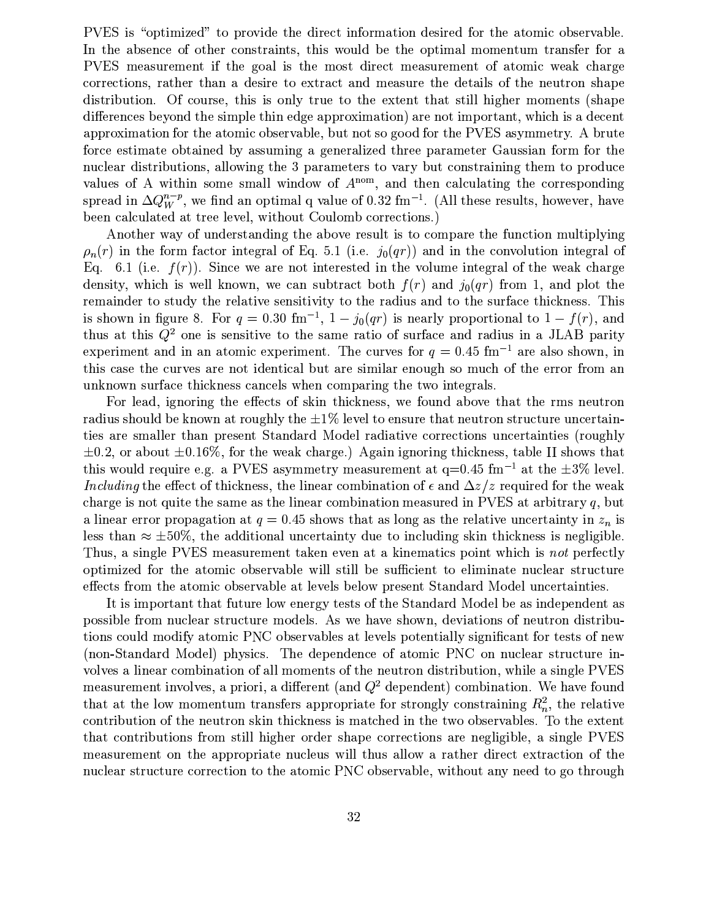PVES is "optimized" to provide the direct information desired for the atomic observable. In the absence of other constraints, this would be the optimal momentum transfer for a PVES measurement if the goal is the most direct measurement of atomic weak charge corrections, rather than a desire to extract and measure the details of the neutron shape distribution. Of course, this is only true to the extent that still higher moments (shape differences beyond the simple thin edge approximation) are not important, which is a decent approximation for the atomic observable, but not so good for the PVES asymmetry. A brute force estimate obtained by assuming a generalized three parameter Gaussian form for the nuclear distributions, allowing the 3 parameters to vary but constraining them to produce values of A within some small window of $A^{\rm nom}$, and then calculating the corresponding spread in $\Delta Q_W^{n-p}$, we find an optimal q value of 0.32 fm$^{-1}$. (All these results, however, have been calculated at tree level, without Coulomb corrections.)

Another way of understanding the above result is to compare the function multiplying $\rho_n(r)$ in the form factor integral of Eq. 5.1 (i.e. $j_0(qr)$) and in the convolution integral of Eq. 6.1 (i.e. $f(r)$). Since we are not interested in the volume integral of the weak charge density, which is well known, we can subtract both $f(r)$ and $j_0(qr)$ from 1, and plot the remainder to study the relative sensitivity to the radius and to the surface thickness. This is shown in figure 8. For $q = 0.30$ fm$^{-1}$, $1 - j_0(qr)$ is nearly proportional to $1 - f(r)$, and thus at this $Q^2$ one is sensitive to the same ratio of surface and radius in a JLAB parity experiment and in an atomic experiment. The curves for $q = 0.45$ fm$^{-1}$ are also shown, in this case the curves are not identical but are similar enough so much of the error from an unknown surface thickness cancels when comparing the two integrals.

For lead, ignoring the effects of skin thickness, we found above that the rms neutron radius should be known at roughly the $\pm 1\%$ level to ensure that neutron structure uncertainties are smaller than present Standard Model radiative corrections uncertainties (roughly $\pm 0.2$, or about $\pm 0.16\%$, for the weak charge.) Again ignoring thickness, table II shows that this would require e.g. a PVES asymmetry measurement at q=0.45 fm$^{-1}$ at the $\pm 3\%$ level. *Including* the effect of thickness, the linear combination of $\epsilon$ and $\Delta z/z$ required for the weak charge is not quite the same as the linear combination measured in PVES at arbitrary $q$, but a linear error propagation at $q = 0.45$ shows that as long as the relative uncertainty in $z_n$ is less than $\approx \pm 50\%$, the additional uncertainty due to including skin thickness is negligible. Thus, a single PVES measurement taken even at a kinematics point which is *not* perfectly optimized for the atomic observable will still be sufficient to eliminate nuclear structure effects from the atomic observable at levels below present Standard Model uncertainties.

It is important that future low energy tests of the Standard Model be as independent as possible from nuclear structure models. As we have shown, deviations of neutron distributions could modify atomic PNC observables at levels potentially significant for tests of new (non-Standard Model) physics. The dependence of atomic PNC on nuclear structure involves a linear combination of all moments of the neutron distribution, while a single PVES measurement involves, a priori, a different (and $Q^2$ dependent) combination. We have found that at the low momentum transfers appropriate for strongly constraining $R_n^2$, the relative contribution of the neutron skin thickness is matched in the two observables. To the extent that contributions from still higher order shape corrections are negligible, a single PVES measurement on the appropriate nucleus will thus allow a rather direct extraction of the nuclear structure correction to the atomic PNC observable, without any need to go through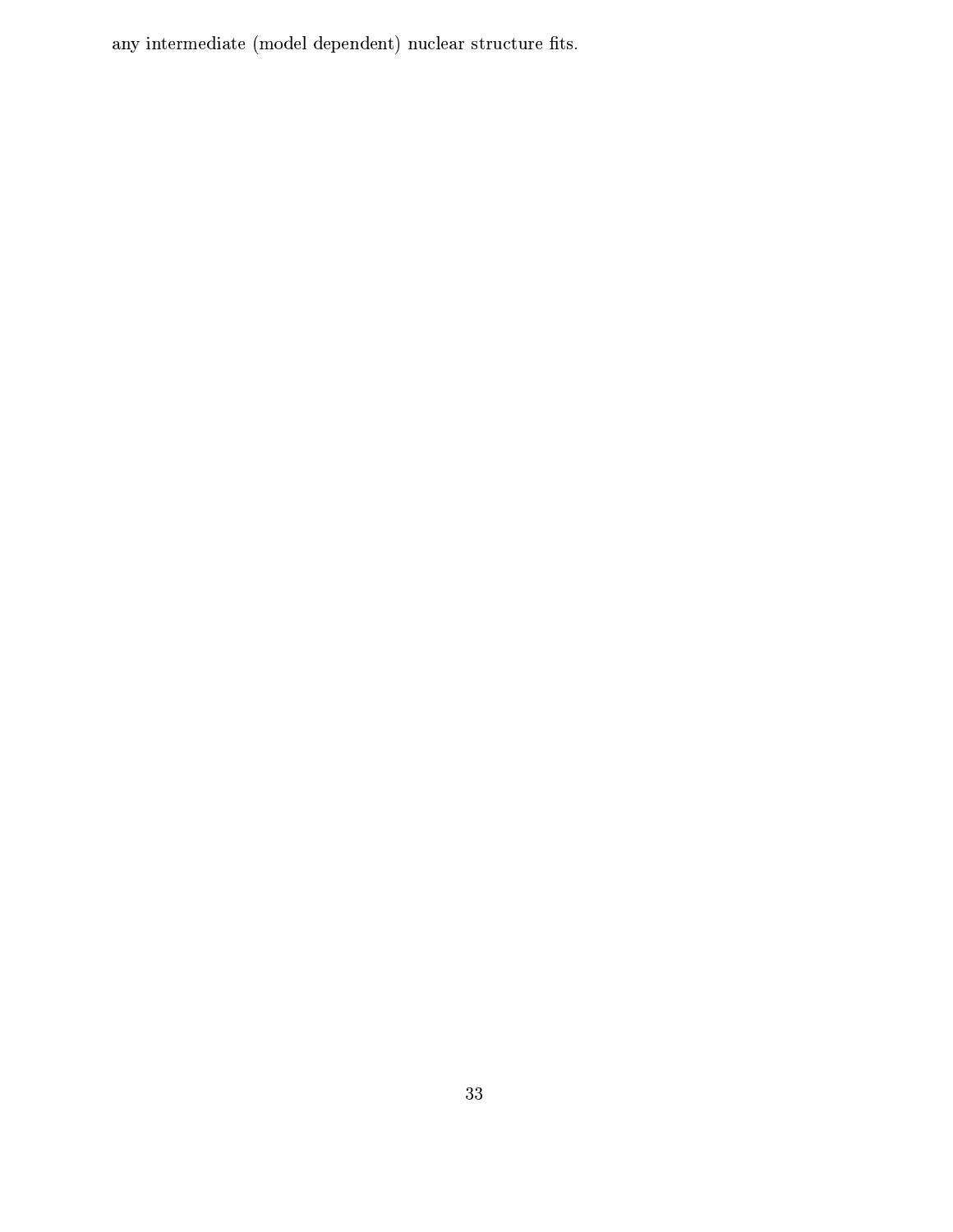any intermediate (model dependent) nuclear structure fits.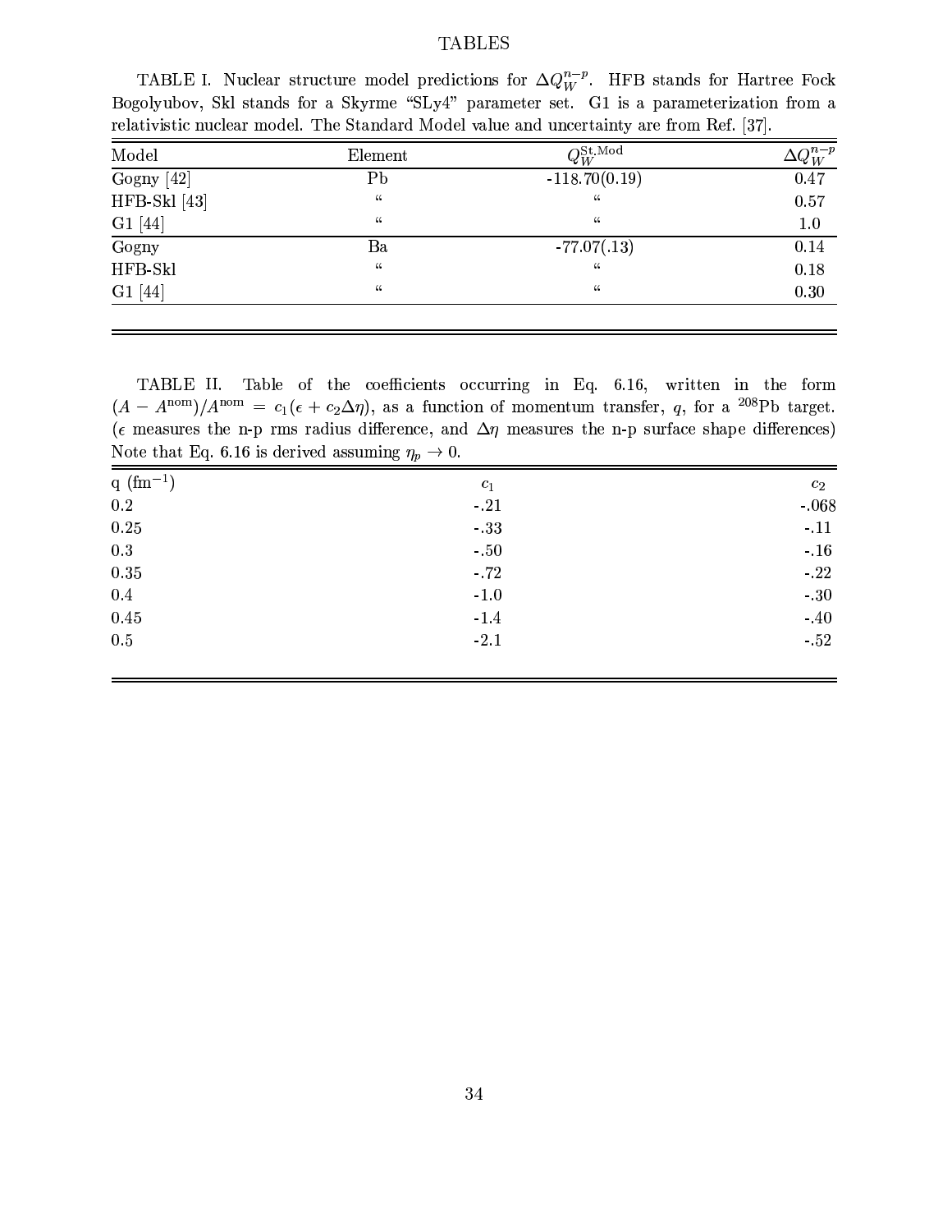# TABLES

TABLE I. Nuclear structure model predictions for $\Delta Q_W^{n-p}$. HFB stands for Hartree Fock Bogolyubov, Skl stands for a Skyrme "SLy4" parameter set. G1 is a parameterization from a relativistic nuclear model. The Standard Model value and uncertainty are from Ref. [37].

| Model | Element | $Q_W^{\mathrm{St.Mod}}$ | $\Delta Q_W^{n-p}$ |
|---|---|---|---|
| Gogny [42] | Pb | -118.70(0.19) | 0.47 |
| HFB-Skl [43] | " | " | 0.57 |
| G1 [44] | " | " | 1.0 |
| Gogny | Ba | -77.07(.13) | 0.14 |
| HFB-Skl | " | " | 0.18 |
| G1 [44] | " | " | 0.30 |

TABLE II. Table of the coefficients occurring in Eq. 6.16, written in the form $(A - A^{\mathrm{nom}})/A^{\mathrm{nom}} = c_1(\epsilon + c_2\Delta\eta)$, as a function of momentum transfer, $q$, for a $^{208}$Pb target. ($\epsilon$ measures the n-p rms radius difference, and $\Delta\eta$ measures the n-p surface shape differences) Note that Eq. 6.16 is derived assuming $\eta_p \to 0$.

| q (fm$^{-1}$) | $c_1$ | $c_2$ |
|---|---|---|
| 0.2 | -.21 | -.068 |
| 0.25 | -.33 | -.11 |
| 0.3 | -.50 | -.16 |
| 0.35 | -.72 | -.22 |
| 0.4 | -1.0 | -.30 |
| 0.45 | -1.4 | -.40 |
| 0.5 | -2.1 | -.52 |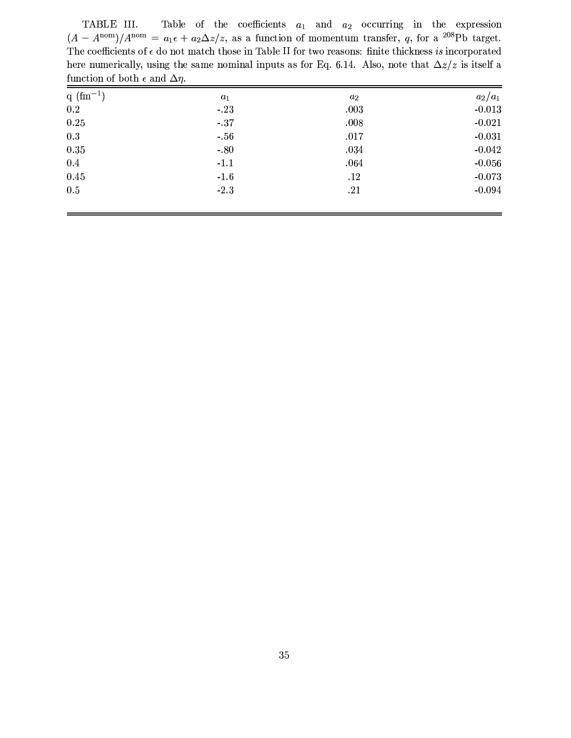TABLE III. Table of the coefficients $a_1$ and $a_2$ occurring in the expression $(A - A^{\mathrm{nom}})/A^{\mathrm{nom}} = a_1\epsilon + a_2\Delta z/z$, as a function of momentum transfer, $q$, for a $^{208}$Pb target. The coefficients of $\epsilon$ do not match those in Table II for two reasons: finite thickness *is* incorporated here numerically, using the same nominal inputs as for Eq. 6.14. Also, note that $\Delta z/z$ is itself a function of both $\epsilon$ and $\Delta\eta$.

| q (fm$^{-1}$) | $a_1$ | $a_2$ | $a_2/a_1$ |
|---|---|---|---|
| 0.2 | -.23 | .003 | -0.013 |
| 0.25 | -.37 | .008 | -0.021 |
| 0.3 | -.56 | .017 | -0.031 |
| 0.35 | -.80 | .034 | -0.042 |
| 0.4 | -1.1 | .064 | -0.056 |
| 0.45 | -1.6 | .12 | -0.073 |
| 0.5 | -2.3 | .21 | -0.094 |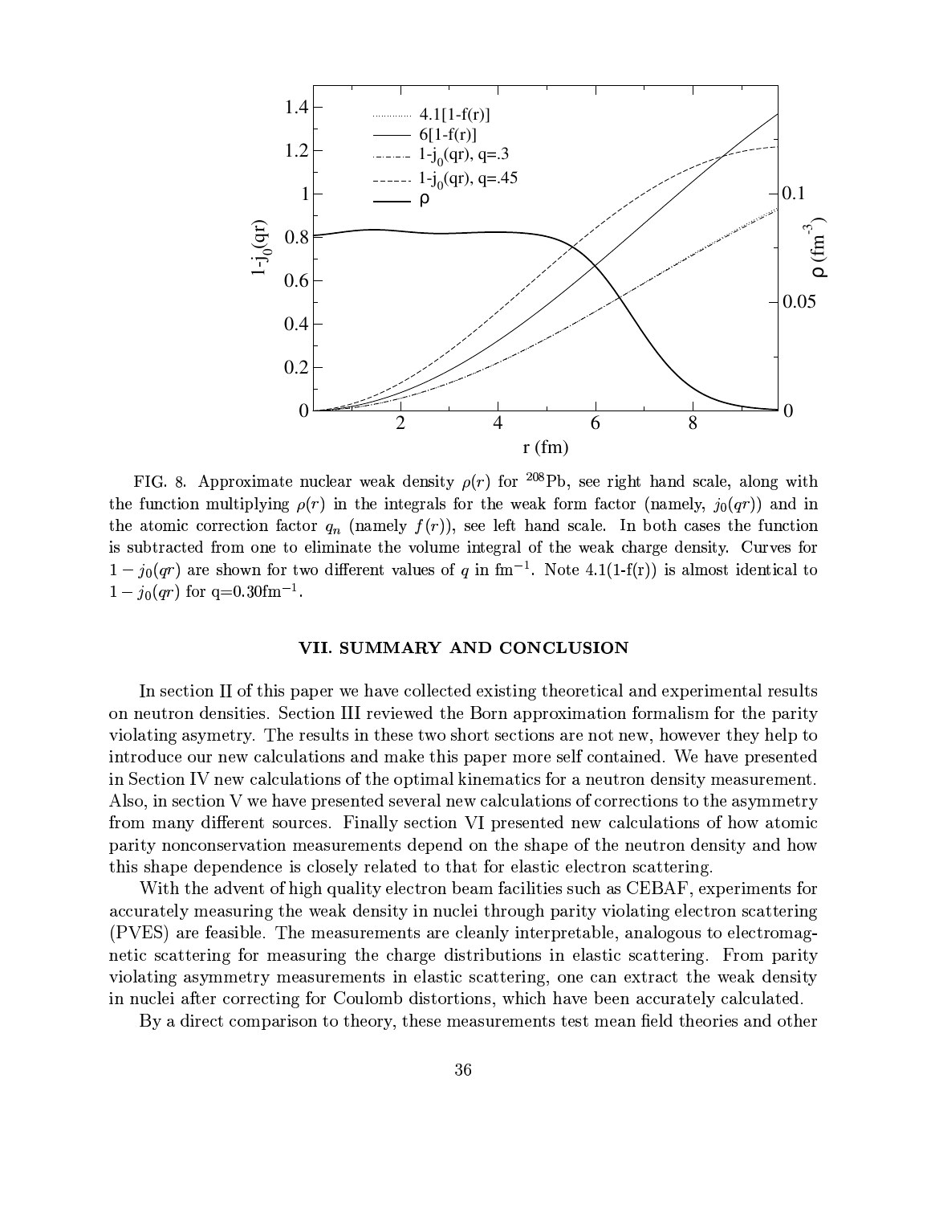FIG. 8. Approximate nuclear weak density $\rho(r)$ for $^{208}$Pb, see right hand scale, along with the function multiplying $\rho(r)$ in the integrals for the weak form factor (namely, $j_0(qr)$) and in the atomic correction factor $q_n$ (namely $f(r)$), see left hand scale. In both cases the function is subtracted from one to eliminate the volume integral of the weak charge density. Curves for $1 - j_0(qr)$ are shown for two different values of $q$ in fm$^{-1}$. Note 4.1(1-f(r)) is almost identical to $1 - j_0(qr)$ for q=0.30fm$^{-1}$.

## VII. SUMMARY AND CONCLUSION

In section II of this paper we have collected existing theoretical and experimental results on neutron densities. Section III reviewed the Born approximation formalism for the parity violating asymetry. The results in these two short sections are not new, however they help to introduce our new calculations and make this paper more self contained. We have presented in Section IV new calculations of the optimal kinematics for a neutron density measurement. Also, in section V we have presented several new calculations of corrections to the asymmetry from many different sources. Finally section VI presented new calculations of how atomic parity nonconservation measurements depend on the shape of the neutron density and how this shape dependence is closely related to that for elastic electron scattering.

With the advent of high quality electron beam facilities such as CEBAF, experiments for accurately measuring the weak density in nuclei through parity violating electron scattering (PVES) are feasible. The measurements are cleanly interpretable, analogous to electromagnetic scattering for measuring the charge distributions in elastic scattering. From parity violating asymmetry measurements in elastic scattering, one can extract the weak density in nuclei after correcting for Coulomb distortions, which have been accurately calculated.

By a direct comparison to theory, these measurements test mean field theories and other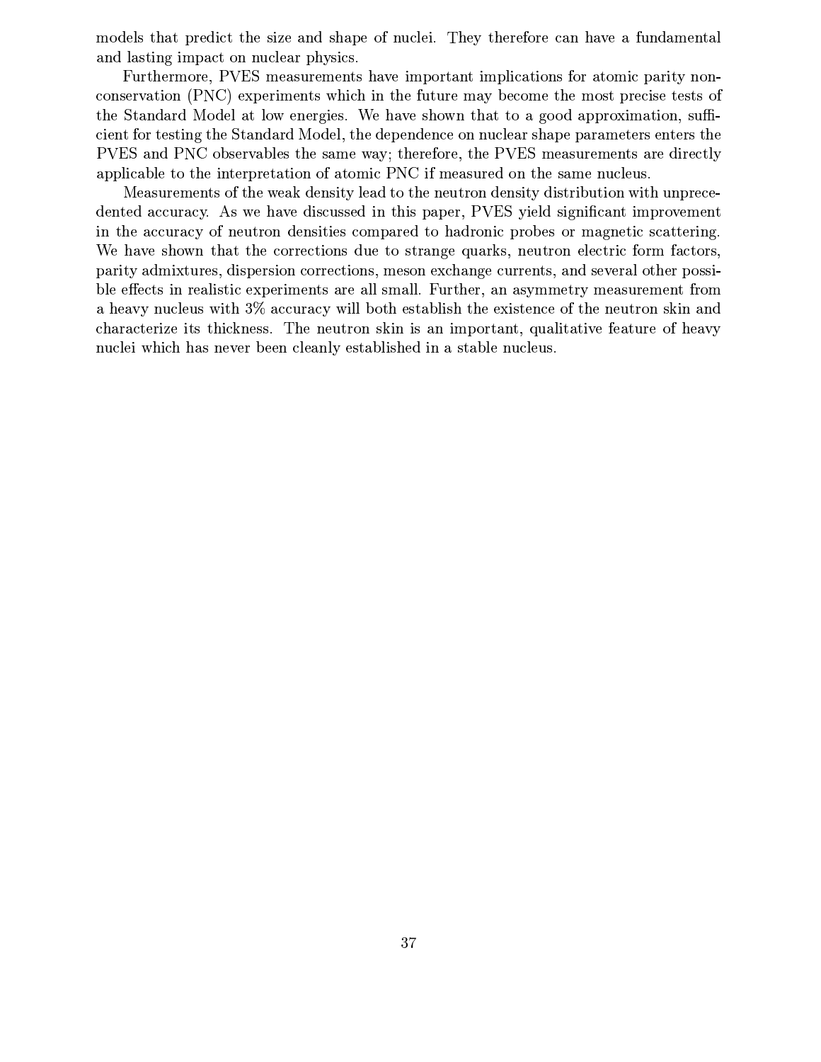models that predict the size and shape of nuclei. They therefore can have a fundamental and lasting impact on nuclear physics.

Furthermore, PVES measurements have important implications for atomic parity nonconservation (PNC) experiments which in the future may become the most precise tests of the Standard Model at low energies. We have shown that to a good approximation, sufficient for testing the Standard Model, the dependence on nuclear shape parameters enters the PVES and PNC observables the same way; therefore, the PVES measurements are directly applicable to the interpretation of atomic PNC if measured on the same nucleus.

Measurements of the weak density lead to the neutron density distribution with unprecedented accuracy. As we have discussed in this paper, PVES yield significant improvement in the accuracy of neutron densities compared to hadronic probes or magnetic scattering. We have shown that the corrections due to strange quarks, neutron electric form factors, parity admixtures, dispersion corrections, meson exchange currents, and several other possible effects in realistic experiments are all small. Further, an asymmetry measurement from a heavy nucleus with 3% accuracy will both establish the existence of the neutron skin and characterize its thickness. The neutron skin is an important, qualitative feature of heavy nuclei which has never been cleanly established in a stable nucleus.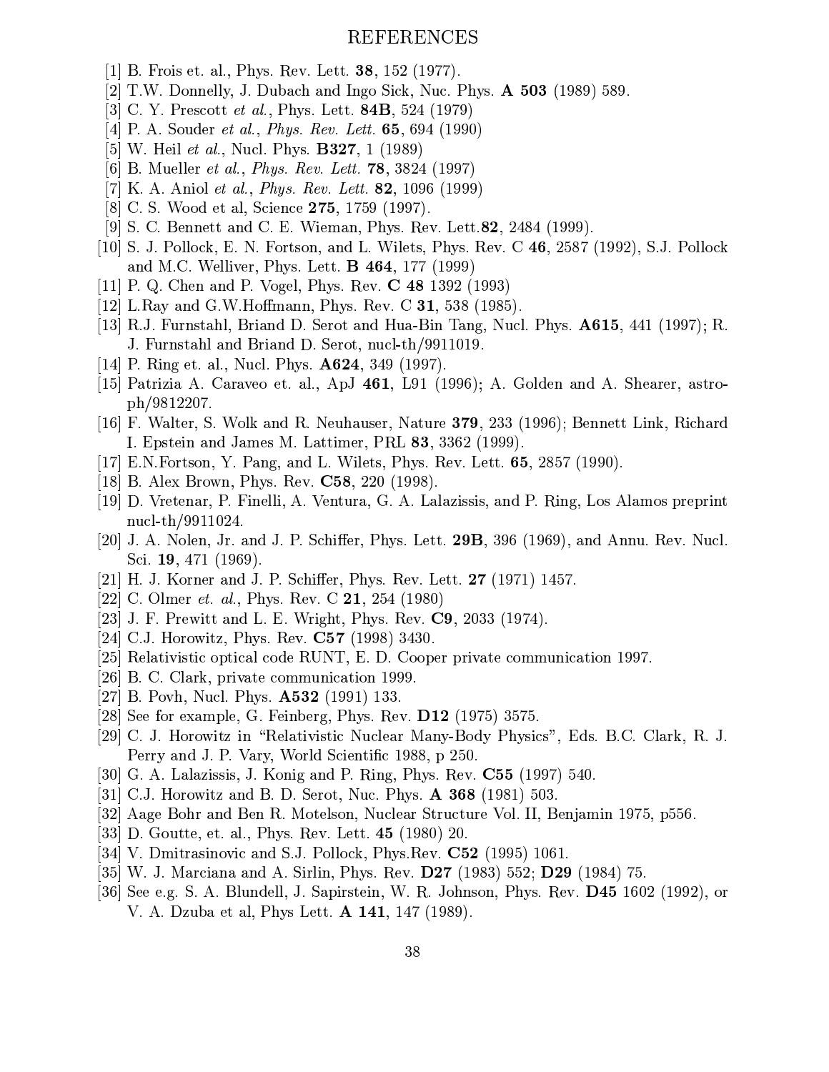# REFERENCES

[1] B. Frois et. al., Phys. Rev. Lett. **38**, 152 (1977).

[2] T.W. Donnelly, J. Dubach and Ingo Sick, Nuc. Phys. **A 503** (1989) 589.

[3] C. Y. Prescott *et al.*, Phys. Lett. **84B**, 524 (1979)

[4] P. A. Souder *et al.*, *Phys. Rev. Lett.* **65**, 694 (1990)

[5] W. Heil *et al.*, Nucl. Phys. **B327**, 1 (1989)

[6] B. Mueller *et al.*, *Phys. Rev. Lett.* **78**, 3824 (1997)

[7] K. A. Aniol *et al.*, *Phys. Rev. Lett.* **82**, 1096 (1999)

[8] C. S. Wood et al, Science **275**, 1759 (1997).

[9] S. C. Bennett and C. E. Wieman, Phys. Rev. Lett.**82**, 2484 (1999).

[10] S. J. Pollock, E. N. Fortson, and L. Wilets, Phys. Rev. C **46**, 2587 (1992), S.J. Pollock and M.C. Welliver, Phys. Lett. **B 464**, 177 (1999)

[11] P. Q. Chen and P. Vogel, Phys. Rev. **C 48** 1392 (1993)

[12] L.Ray and G.W.Hoffmann, Phys. Rev. C **31**, 538 (1985).

[13] R.J. Furnstahl, Briand D. Serot and Hua-Bin Tang, Nucl. Phys. **A615**, 441 (1997); R. J. Furnstahl and Briand D. Serot, nucl-th/9911019.

[14] P. Ring et. al., Nucl. Phys. **A624**, 349 (1997).

[15] Patrizia A. Caraveo et. al., ApJ **461**, L91 (1996); A. Golden and A. Shearer, astro-ph/9812207.

[16] F. Walter, S. Wolk and R. Neuhauser, Nature **379**, 233 (1996); Bennett Link, Richard I. Epstein and James M. Lattimer, PRL **83**, 3362 (1999).

[17] E.N.Fortson, Y. Pang, and L. Wilets, Phys. Rev. Lett. **65**, 2857 (1990).

[18] B. Alex Brown, Phys. Rev. **C58**, 220 (1998).

[19] D. Vretenar, P. Finelli, A. Ventura, G. A. Lalazissis, and P. Ring, Los Alamos preprint nucl-th/9911024.

[20] J. A. Nolen, Jr. and J. P. Schiffer, Phys. Lett. **29B**, 396 (1969), and Annu. Rev. Nucl. Sci. **19**, 471 (1969).

[21] H. J. Korner and J. P. Schiffer, Phys. Rev. Lett. **27** (1971) 1457.

[22] C. Olmer *et. al.*, Phys. Rev. C **21**, 254 (1980)

[23] J. F. Prewitt and L. E. Wright, Phys. Rev. **C9**, 2033 (1974).

[24] C.J. Horowitz, Phys. Rev. **C57** (1998) 3430.

[25] Relativistic optical code RUNT, E. D. Cooper private communication 1997.

[26] B. C. Clark, private communication 1999.

[27] B. Povh, Nucl. Phys. **A532** (1991) 133.

[28] See for example, G. Feinberg, Phys. Rev. **D12** (1975) 3575.

[29] C. J. Horowitz in "Relativistic Nuclear Many-Body Physics", Eds. B.C. Clark, R. J. Perry and J. P. Vary, World Scientific 1988, p 250.

[30] G. A. Lalazissis, J. Konig and P. Ring, Phys. Rev. **C55** (1997) 540.

[31] C.J. Horowitz and B. D. Serot, Nuc. Phys. **A 368** (1981) 503.

[32] Aage Bohr and Ben R. Motelson, Nuclear Structure Vol. II, Benjamin 1975, p556.

[33] D. Goutte, et. al., Phys. Rev. Lett. **45** (1980) 20.

[34] V. Dmitrasinovic and S.J. Pollock, Phys.Rev. **C52** (1995) 1061.

[35] W. J. Marciana and A. Sirlin, Phys. Rev. **D27** (1983) 552; **D29** (1984) 75.

[36] See e.g. S. A. Blundell, J. Sapirstein, W. R. Johnson, Phys. Rev. **D45** 1602 (1992), or V. A. Dzuba et al, Phys Lett. **A 141**, 147 (1989).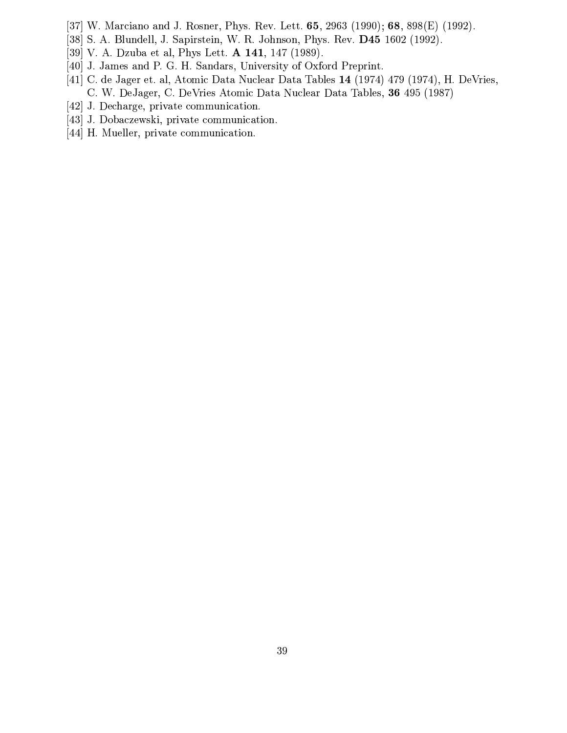[37] W. Marciano and J. Rosner, Phys. Rev. Lett. **65**, 2963 (1990); **68**, 898(E) (1992).

[38] S. A. Blundell, J. Sapirstein, W. R. Johnson, Phys. Rev. **D45** 1602 (1992).

[39] V. A. Dzuba et al, Phys Lett. **A 141**, 147 (1989).

[40] J. James and P. G. H. Sandars, University of Oxford Preprint.

[41] C. de Jager et. al, Atomic Data Nuclear Data Tables **14** (1974) 479 (1974), H. DeVries, C. W. DeJager, C. DeVries Atomic Data Nuclear Data Tables, **36** 495 (1987)

[42] J. Decharge, private communication.

[43] J. Dobaczewski, private communication.

[44] H. Mueller, private communication.